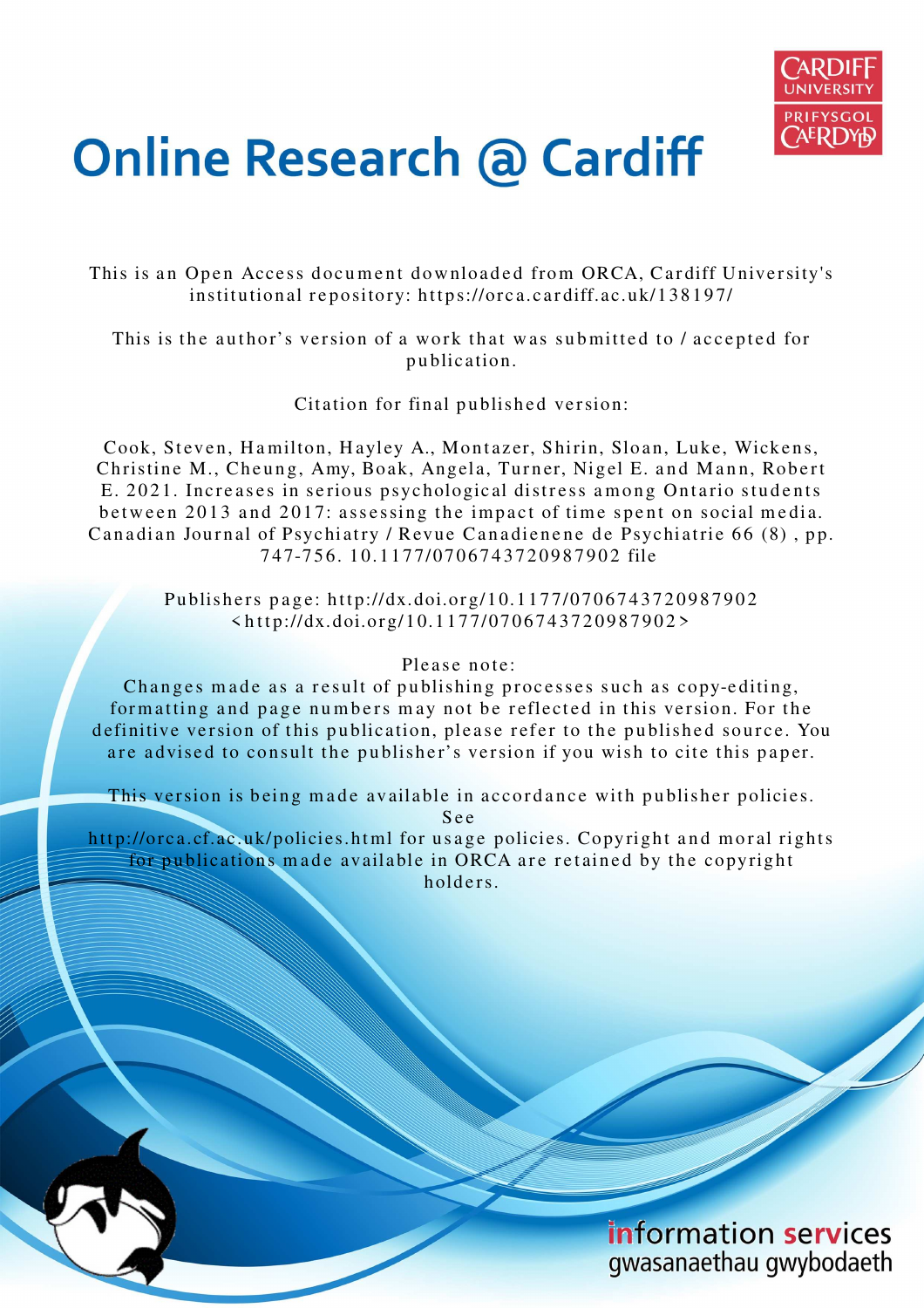# Online Research @ Cardiff

This is an Open Access document downloaded from ORCA, Cardiff University's institutional repository: https://orca.cardiff.ac.uk/138197/

This is the author's version of a work that was submitted to / accepted for publication.

Citation for final published version:

Cook, Steven, Hamilton, Hayley A., Montazer, Shirin, Sloan, Luke, Wickens, Christine M., Cheung, Amy, Boak, Angela, Turner, Nigel E. and Mann, Robert E. 2021. Increases in serious psychological distress among Ontario students between 2013 and 2017: assessing the impact of time spent on social media. Canadian Journal of Psychiatry / Revue Canadienene de Psychiatrie 66 (8) , pp. 747-756. 10.1177/0706743720987902 file

Publishers page: http://dx.doi.org/10.1177/0706743720987902 <http://dx.doi.org/10.1177/0706743720987902>

Please note:
Changes made as a result of publishing processes such as copy-editing, formatting and page numbers may not be reflected in this version. For the definitive version of this publication, please refer to the published source. You are advised to consult the publisher's version if you wish to cite this paper.

This version is being made available in accordance with publisher policies. See
http://orca.cf.ac.uk/policies.html for usage policies. Copyright and moral rights for publications made available in ORCA are retained by the copyright holders.

information services
gwasanaethau gwybodaeth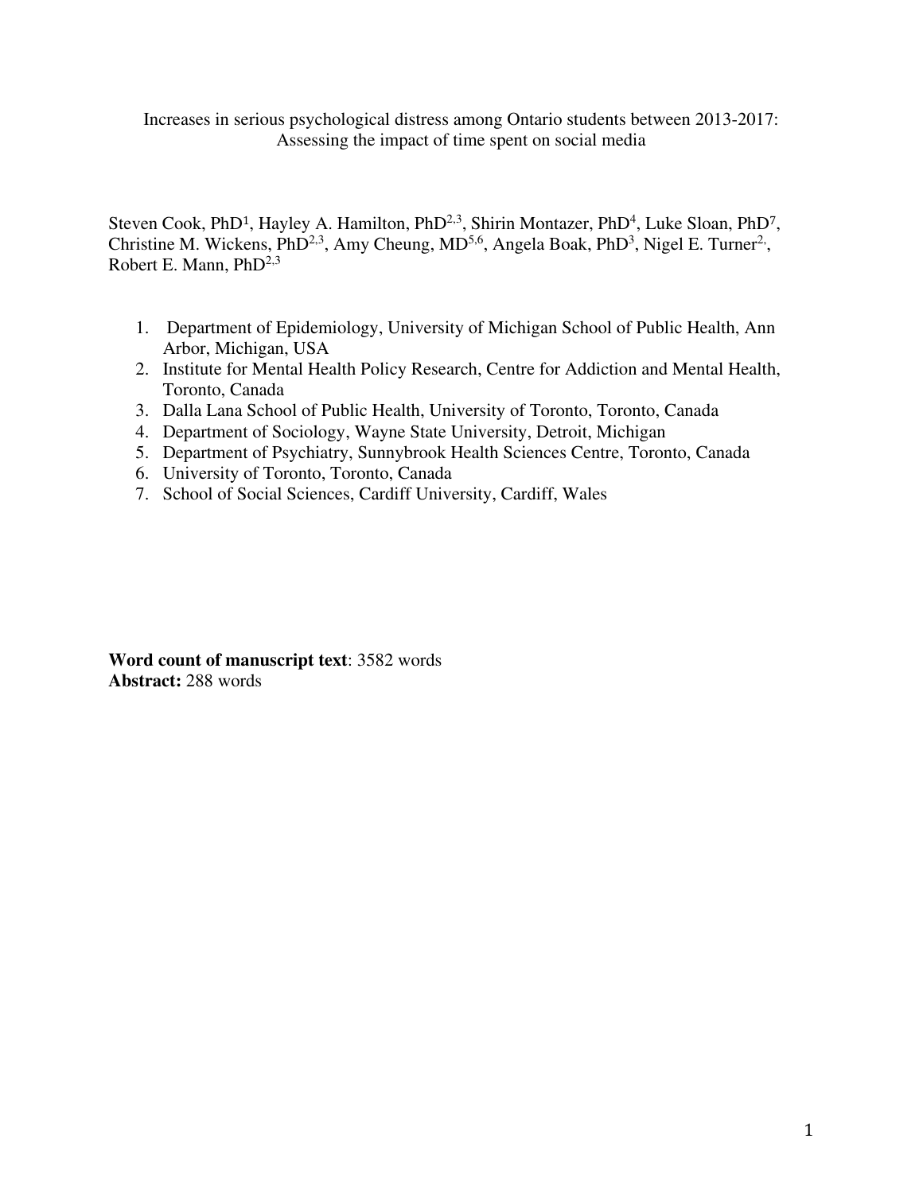Increases in serious psychological distress among Ontario students between 2013-2017: Assessing the impact of time spent on social media

Steven Cook, PhD[1], Hayley A. Hamilton, PhD[2,3], Shirin Montazer, PhD[4], Luke Sloan, PhD[7], Christine M. Wickens, PhD[2,3], Amy Cheung, MD[5,6], Angela Boak, PhD[3], Nigel E. Turner[2,], Robert E. Mann, PhD[2,3]

1. Department of Epidemiology, University of Michigan School of Public Health, Ann Arbor, Michigan, USA
2. Institute for Mental Health Policy Research, Centre for Addiction and Mental Health, Toronto, Canada
3. Dalla Lana School of Public Health, University of Toronto, Toronto, Canada
4. Department of Sociology, Wayne State University, Detroit, Michigan
5. Department of Psychiatry, Sunnybrook Health Sciences Centre, Toronto, Canada
6. University of Toronto, Toronto, Canada
7. School of Social Sciences, Cardiff University, Cardiff, Wales

**Word count of manuscript text**: 3582 words
**Abstract:** 288 words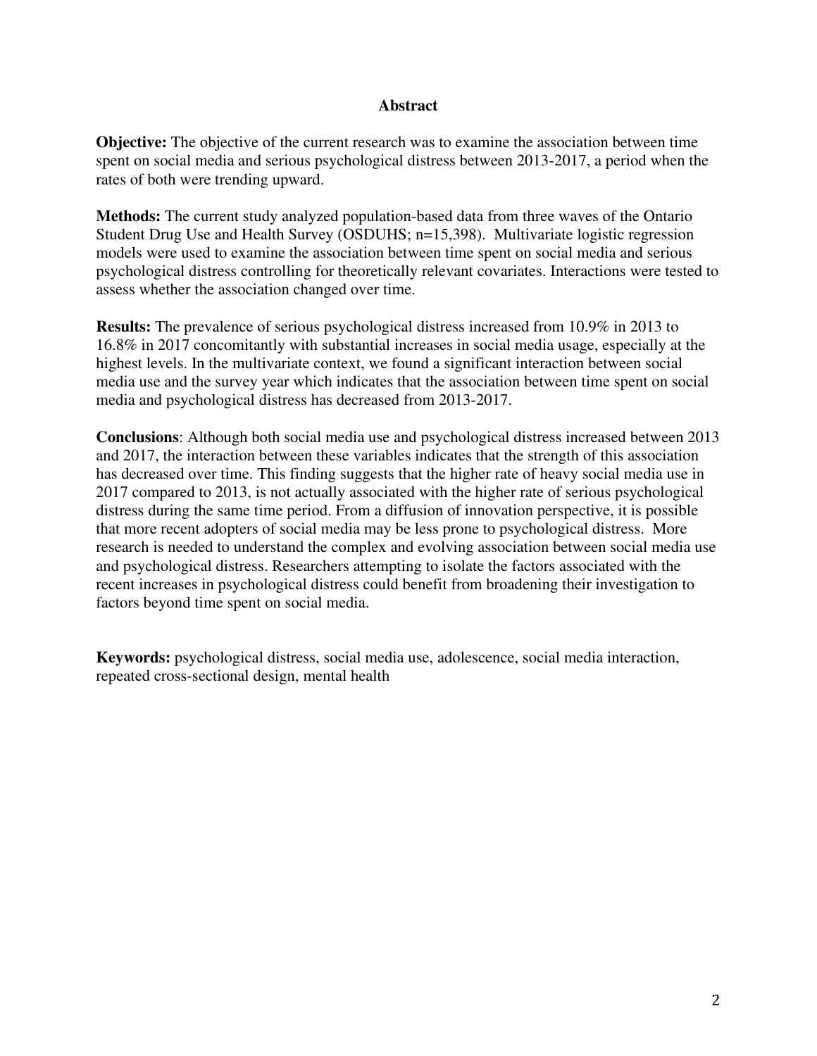## Abstract

**Objective:** The objective of the current research was to examine the association between time spent on social media and serious psychological distress between 2013-2017, a period when the rates of both were trending upward.

**Methods:** The current study analyzed population-based data from three waves of the Ontario Student Drug Use and Health Survey (OSDUHS; n=15,398). Multivariate logistic regression models were used to examine the association between time spent on social media and serious psychological distress controlling for theoretically relevant covariates. Interactions were tested to assess whether the association changed over time.

**Results:** The prevalence of serious psychological distress increased from 10.9% in 2013 to 16.8% in 2017 concomitantly with substantial increases in social media usage, especially at the highest levels. In the multivariate context, we found a significant interaction between social media use and the survey year which indicates that the association between time spent on social media and psychological distress has decreased from 2013-2017.

**Conclusions**: Although both social media use and psychological distress increased between 2013 and 2017, the interaction between these variables indicates that the strength of this association has decreased over time. This finding suggests that the higher rate of heavy social media use in 2017 compared to 2013, is not actually associated with the higher rate of serious psychological distress during the same time period. From a diffusion of innovation perspective, it is possible that more recent adopters of social media may be less prone to psychological distress. More research is needed to understand the complex and evolving association between social media use and psychological distress. Researchers attempting to isolate the factors associated with the recent increases in psychological distress could benefit from broadening their investigation to factors beyond time spent on social media.

**Keywords:** psychological distress, social media use, adolescence, social media interaction, repeated cross-sectional design, mental health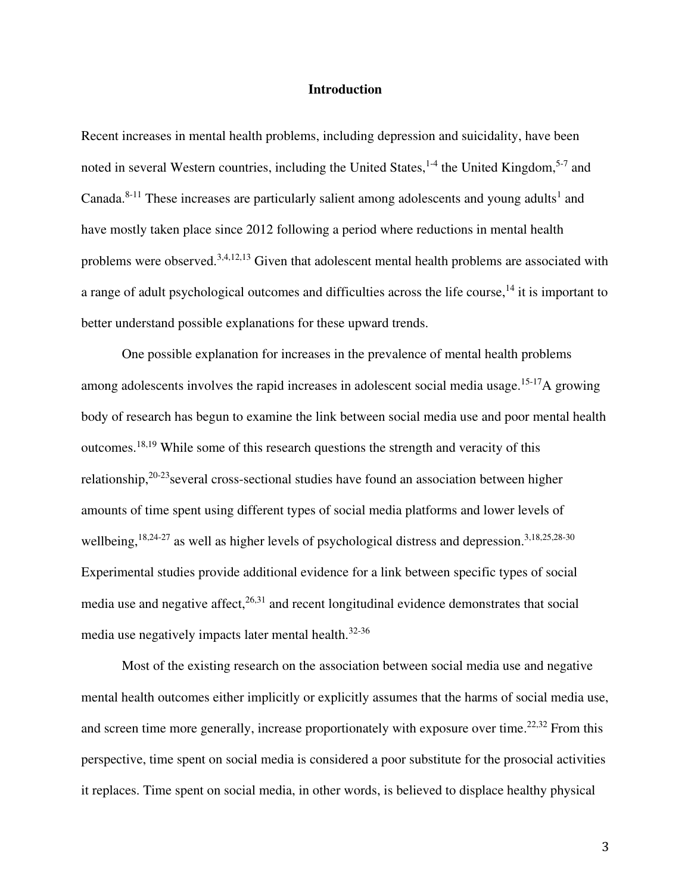# Introduction

Recent increases in mental health problems, including depression and suicidality, have been noted in several Western countries, including the United States,[1-4] the United Kingdom,[5-7] and Canada.[8-11] These increases are particularly salient among adolescents and young adults[1] and have mostly taken place since 2012 following a period where reductions in mental health problems were observed.[3,4,12,13] Given that adolescent mental health problems are associated with a range of adult psychological outcomes and difficulties across the life course,[14] it is important to better understand possible explanations for these upward trends.

One possible explanation for increases in the prevalence of mental health problems among adolescents involves the rapid increases in adolescent social media usage.[15-17]A growing body of research has begun to examine the link between social media use and poor mental health outcomes.[18,19] While some of this research questions the strength and veracity of this relationship,[20-23]several cross-sectional studies have found an association between higher amounts of time spent using different types of social media platforms and lower levels of wellbeing,[18,24-27] as well as higher levels of psychological distress and depression.[3,18,25,28-30] Experimental studies provide additional evidence for a link between specific types of social media use and negative affect,[26,31] and recent longitudinal evidence demonstrates that social media use negatively impacts later mental health.[32-36]

Most of the existing research on the association between social media use and negative mental health outcomes either implicitly or explicitly assumes that the harms of social media use, and screen time more generally, increase proportionately with exposure over time.[22,32] From this perspective, time spent on social media is considered a poor substitute for the prosocial activities it replaces. Time spent on social media, in other words, is believed to displace healthy physical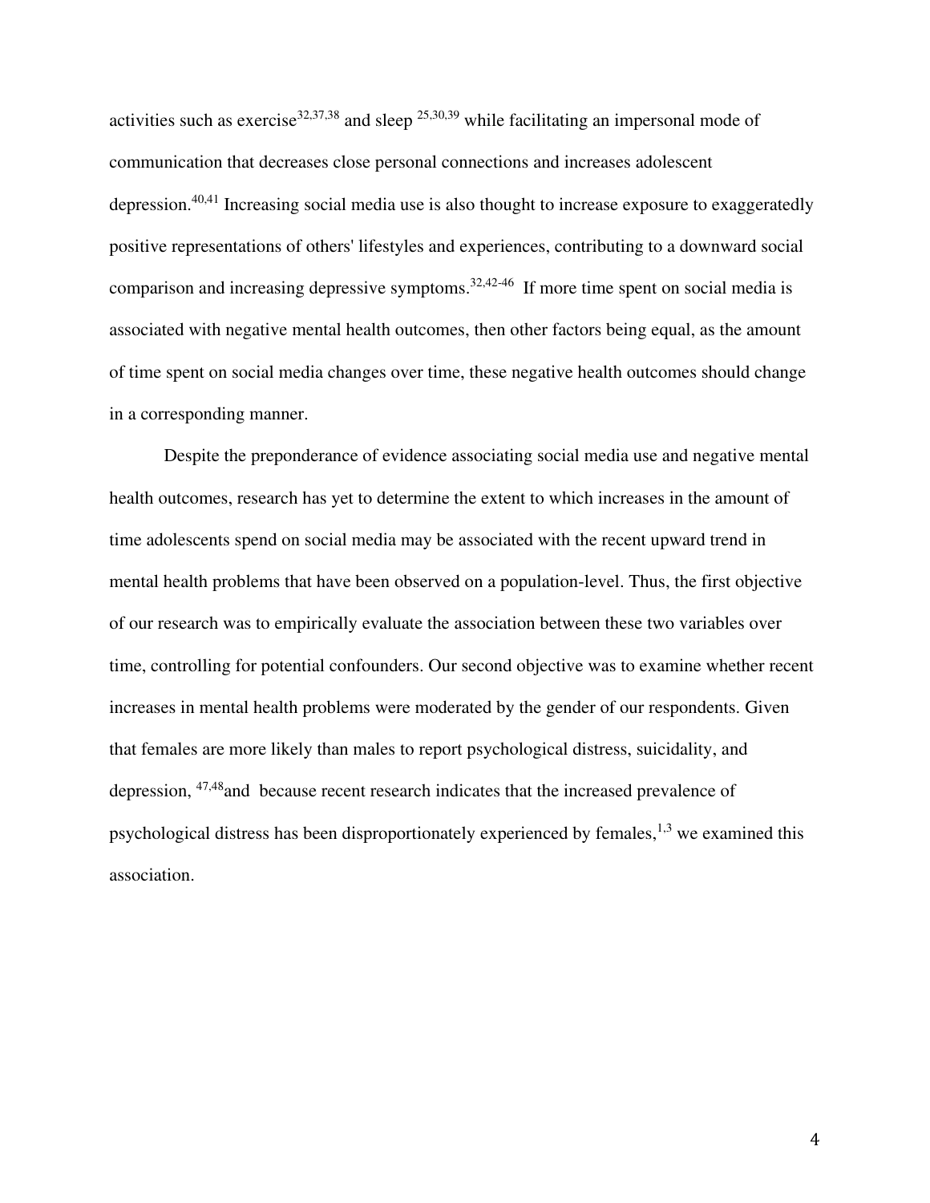activities such as exercise[32,37,38] and sleep [25,30,39] while facilitating an impersonal mode of communication that decreases close personal connections and increases adolescent depression.[40,41] Increasing social media use is also thought to increase exposure to exaggeratedly positive representations of others' lifestyles and experiences, contributing to a downward social comparison and increasing depressive symptoms.[32,42-46] If more time spent on social media is associated with negative mental health outcomes, then other factors being equal, as the amount of time spent on social media changes over time, these negative health outcomes should change in a corresponding manner.

Despite the preponderance of evidence associating social media use and negative mental health outcomes, research has yet to determine the extent to which increases in the amount of time adolescents spend on social media may be associated with the recent upward trend in mental health problems that have been observed on a population-level. Thus, the first objective of our research was to empirically evaluate the association between these two variables over time, controlling for potential confounders. Our second objective was to examine whether recent increases in mental health problems were moderated by the gender of our respondents. Given that females are more likely than males to report psychological distress, suicidality, and depression, [47,48]and because recent research indicates that the increased prevalence of psychological distress has been disproportionately experienced by females,[1,3] we examined this association.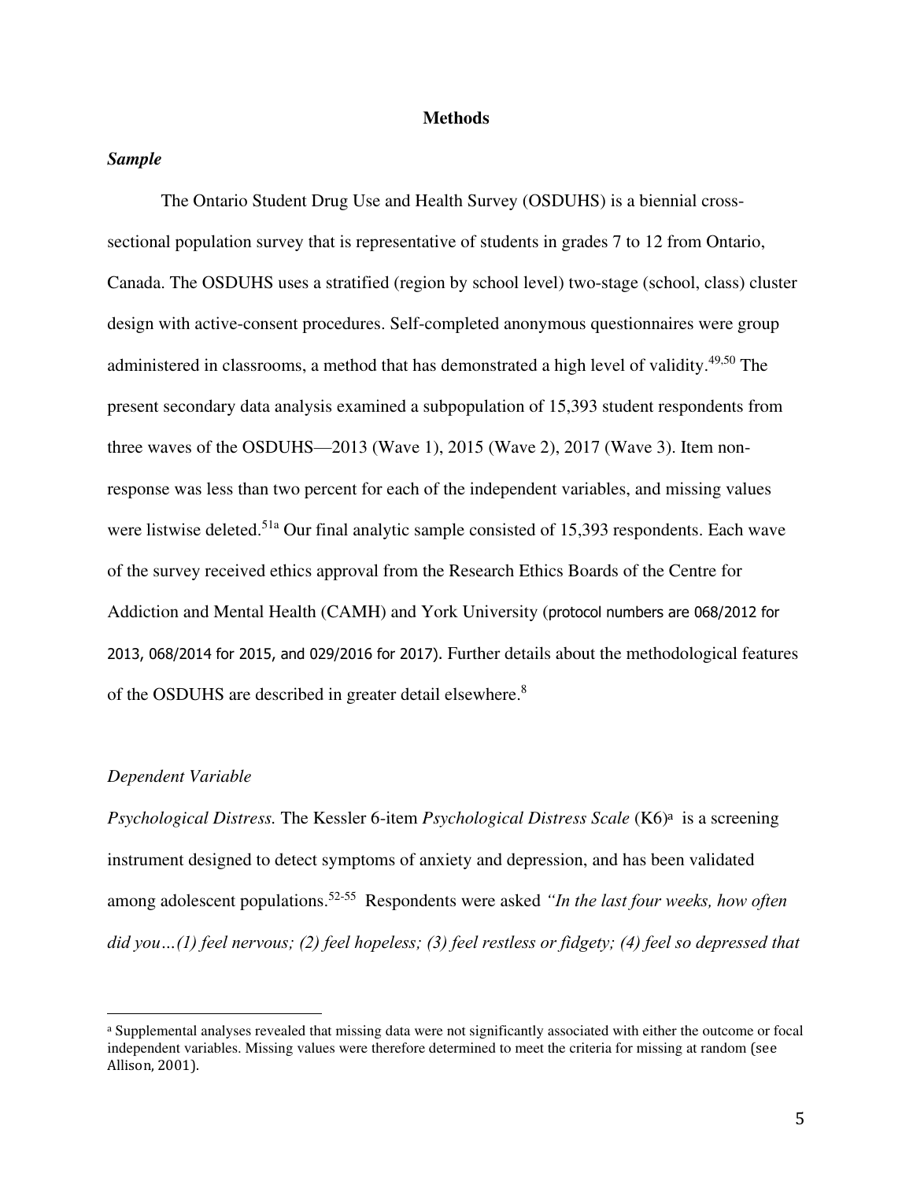## Methods

### *Sample*

The Ontario Student Drug Use and Health Survey (OSDUHS) is a biennial cross-sectional population survey that is representative of students in grades 7 to 12 from Ontario, Canada. The OSDUHS uses a stratified (region by school level) two-stage (school, class) cluster design with active-consent procedures. Self-completed anonymous questionnaires were group administered in classrooms, a method that has demonstrated a high level of validity.[49,50] The present secondary data analysis examined a subpopulation of 15,393 student respondents from three waves of the OSDUHS—2013 (Wave 1), 2015 (Wave 2), 2017 (Wave 3). Item non-response was less than two percent for each of the independent variables, and missing values were listwise deleted.[51a] Our final analytic sample consisted of 15,393 respondents. Each wave of the survey received ethics approval from the Research Ethics Boards of the Centre for Addiction and Mental Health (CAMH) and York University (protocol numbers are 068/2012 for 2013, 068/2014 for 2015, and 029/2016 for 2017). Further details about the methodological features of the OSDUHS are described in greater detail elsewhere.[8]

### *Dependent Variable*

*Psychological Distress.* The Kessler 6-item *Psychological Distress Scale* (K6)[a] is a screening instrument designed to detect symptoms of anxiety and depression, and has been validated among adolescent populations.[52-55] Respondents were asked *"In the last four weeks, how often did you…(1) feel nervous; (2) feel hopeless; (3) feel restless or fidgety; (4) feel so depressed that*

---

[a] Supplemental analyses revealed that missing data were not significantly associated with either the outcome or focal independent variables. Missing values were therefore determined to meet the criteria for missing at random (see Allison, 2001).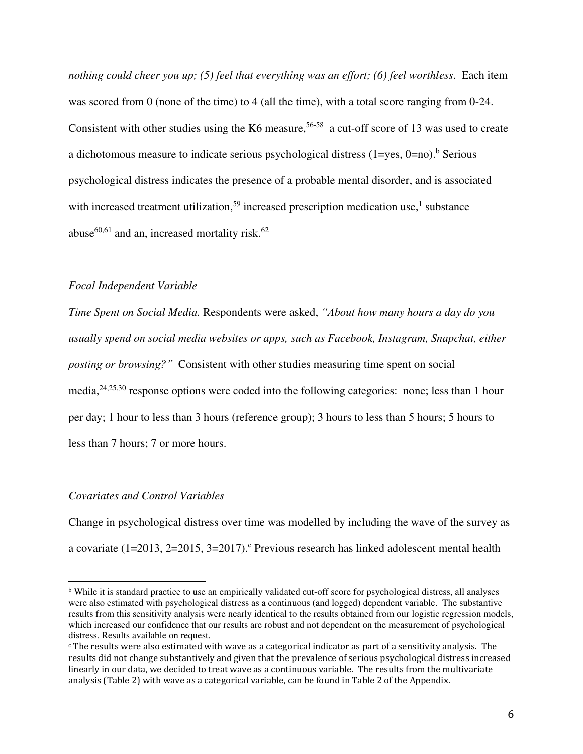*nothing could cheer you up; (5) feel that everything was an effort; (6) feel worthless*. Each item was scored from 0 (none of the time) to 4 (all the time), with a total score ranging from 0-24. Consistent with other studies using the K6 measure,[56-58] a cut-off score of 13 was used to create a dichotomous measure to indicate serious psychological distress (1=yes, 0=no).[b] Serious psychological distress indicates the presence of a probable mental disorder, and is associated with increased treatment utilization,[59] increased prescription medication use,[1] substance abuse[60,61] and an, increased mortality risk.[62]

*Focal Independent Variable*

*Time Spent on Social Media.* Respondents were asked, *"About how many hours a day do you usually spend on social media websites or apps, such as Facebook, Instagram, Snapchat, either posting or browsing?"* Consistent with other studies measuring time spent on social media,[24,25,30] response options were coded into the following categories: none; less than 1 hour per day; 1 hour to less than 3 hours (reference group); 3 hours to less than 5 hours; 5 hours to less than 7 hours; 7 or more hours.

*Covariates and Control Variables*

Change in psychological distress over time was modelled by including the wave of the survey as a covariate (1=2013, 2=2015, 3=2017).[c] Previous research has linked adolescent mental health

---

[b] While it is standard practice to use an empirically validated cut-off score for psychological distress, all analyses were also estimated with psychological distress as a continuous (and logged) dependent variable. The substantive results from this sensitivity analysis were nearly identical to the results obtained from our logistic regression models, which increased our confidence that our results are robust and not dependent on the measurement of psychological distress. Results available on request.

[c] The results were also estimated with wave as a categorical indicator as part of a sensitivity analysis. The results did not change substantively and given that the prevalence of serious psychological distress increased linearly in our data, we decided to treat wave as a continuous variable. The results from the multivariate analysis (Table 2) with wave as a categorical variable, can be found in Table 2 of the Appendix.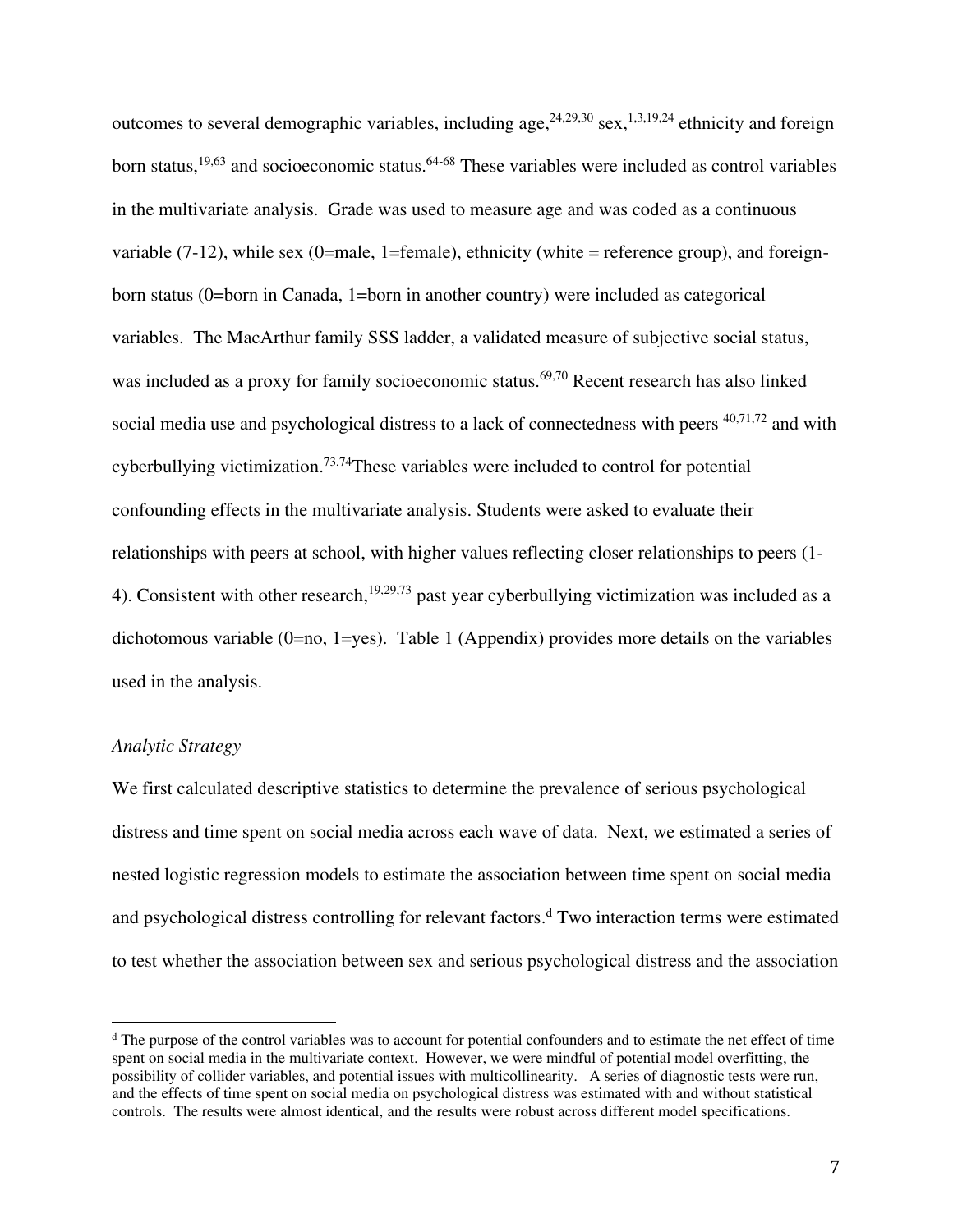outcomes to several demographic variables, including age,[24,29,30] sex,[1,3,19,24] ethnicity and foreign born status,[19,63] and socioeconomic status.[64-68] These variables were included as control variables in the multivariate analysis. Grade was used to measure age and was coded as a continuous variable (7-12), while sex (0=male, 1=female), ethnicity (white = reference group), and foreign-born status (0=born in Canada, 1=born in another country) were included as categorical variables. The MacArthur family SSS ladder, a validated measure of subjective social status, was included as a proxy for family socioeconomic status.[69,70] Recent research has also linked social media use and psychological distress to a lack of connectedness with peers [40,71,72] and with cyberbullying victimization.[73,74]These variables were included to control for potential confounding effects in the multivariate analysis. Students were asked to evaluate their relationships with peers at school, with higher values reflecting closer relationships to peers (1-4). Consistent with other research,[19,29,73] past year cyberbullying victimization was included as a dichotomous variable (0=no, 1=yes). Table 1 (Appendix) provides more details on the variables used in the analysis.

*Analytic Strategy*

We first calculated descriptive statistics to determine the prevalence of serious psychological distress and time spent on social media across each wave of data. Next, we estimated a series of nested logistic regression models to estimate the association between time spent on social media and psychological distress controlling for relevant factors.[d] Two interaction terms were estimated to test whether the association between sex and serious psychological distress and the association

[d] The purpose of the control variables was to account for potential confounders and to estimate the net effect of time spent on social media in the multivariate context. However, we were mindful of potential model overfitting, the possibility of collider variables, and potential issues with multicollinearity. A series of diagnostic tests were run, and the effects of time spent on social media on psychological distress was estimated with and without statistical controls. The results were almost identical, and the results were robust across different model specifications.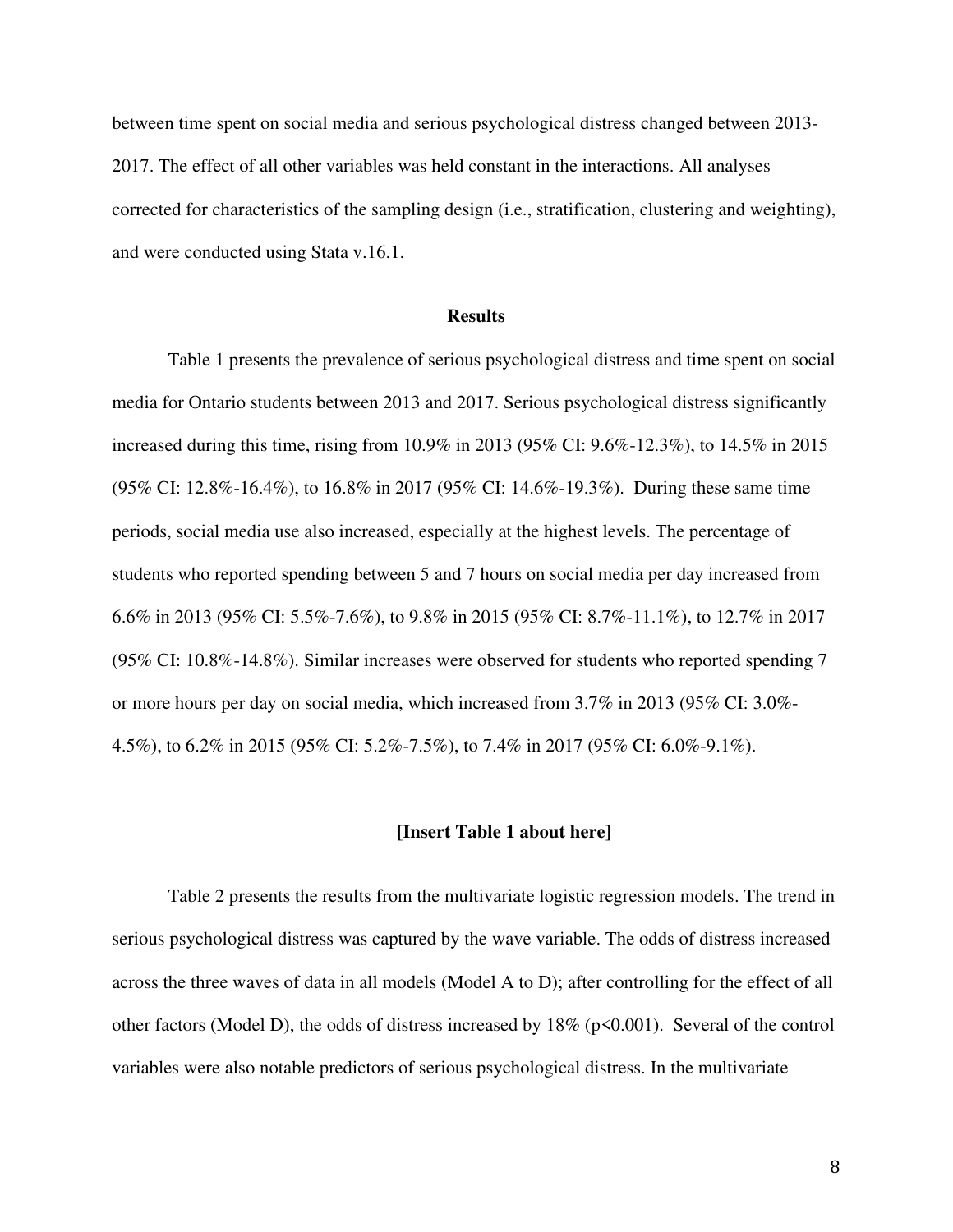between time spent on social media and serious psychological distress changed between 2013-2017. The effect of all other variables was held constant in the interactions. All analyses corrected for characteristics of the sampling design (i.e., stratification, clustering and weighting), and were conducted using Stata v.16.1.

## Results

Table 1 presents the prevalence of serious psychological distress and time spent on social media for Ontario students between 2013 and 2017. Serious psychological distress significantly increased during this time, rising from 10.9% in 2013 (95% CI: 9.6%-12.3%), to 14.5% in 2015 (95% CI: 12.8%-16.4%), to 16.8% in 2017 (95% CI: 14.6%-19.3%). During these same time periods, social media use also increased, especially at the highest levels. The percentage of students who reported spending between 5 and 7 hours on social media per day increased from 6.6% in 2013 (95% CI: 5.5%-7.6%), to 9.8% in 2015 (95% CI: 8.7%-11.1%), to 12.7% in 2017 (95% CI: 10.8%-14.8%). Similar increases were observed for students who reported spending 7 or more hours per day on social media, which increased from 3.7% in 2013 (95% CI: 3.0%-4.5%), to 6.2% in 2015 (95% CI: 5.2%-7.5%), to 7.4% in 2017 (95% CI: 6.0%-9.1%).

**[Insert Table 1 about here]**

Table 2 presents the results from the multivariate logistic regression models. The trend in serious psychological distress was captured by the wave variable. The odds of distress increased across the three waves of data in all models (Model A to D); after controlling for the effect of all other factors (Model D), the odds of distress increased by 18% ($p<0.001$). Several of the control variables were also notable predictors of serious psychological distress. In the multivariate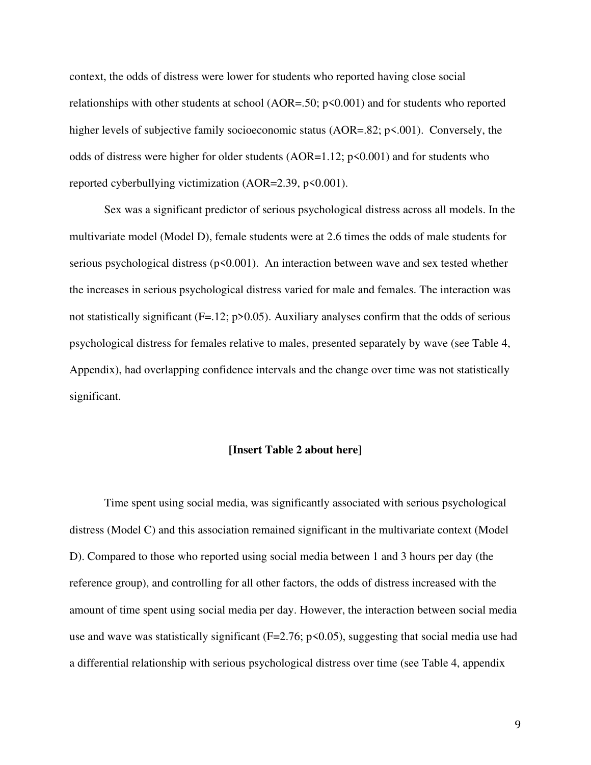context, the odds of distress were lower for students who reported having close social relationships with other students at school (AOR=.50; $p<0.001$) and for students who reported higher levels of subjective family socioeconomic status (AOR=.82; $p<.001$). Conversely, the odds of distress were higher for older students (AOR=1.12; $p<0.001$) and for students who reported cyberbullying victimization (AOR=2.39, $p<0.001$).

Sex was a significant predictor of serious psychological distress across all models. In the multivariate model (Model D), female students were at 2.6 times the odds of male students for serious psychological distress ($p<0.001$). An interaction between wave and sex tested whether the increases in serious psychological distress varied for male and females. The interaction was not statistically significant ($F=.12$; $p>0.05$). Auxiliary analyses confirm that the odds of serious psychological distress for females relative to males, presented separately by wave (see Table 4, Appendix), had overlapping confidence intervals and the change over time was not statistically significant.

**[Insert Table 2 about here]**

Time spent using social media, was significantly associated with serious psychological distress (Model C) and this association remained significant in the multivariate context (Model D). Compared to those who reported using social media between 1 and 3 hours per day (the reference group), and controlling for all other factors, the odds of distress increased with the amount of time spent using social media per day. However, the interaction between social media use and wave was statistically significant ($F=2.76$; $p<0.05$), suggesting that social media use had a differential relationship with serious psychological distress over time (see Table 4, appendix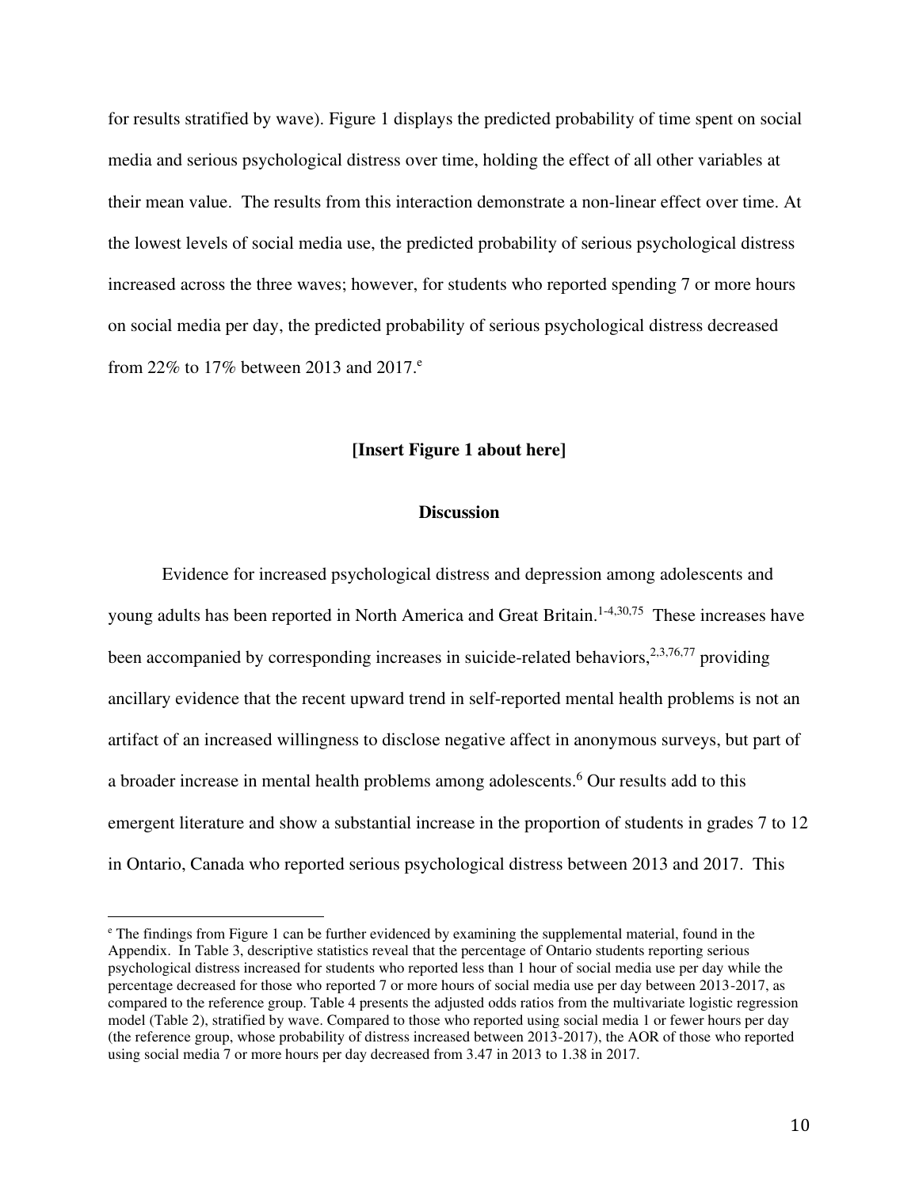for results stratified by wave). Figure 1 displays the predicted probability of time spent on social media and serious psychological distress over time, holding the effect of all other variables at their mean value. The results from this interaction demonstrate a non-linear effect over time. At the lowest levels of social media use, the predicted probability of serious psychological distress increased across the three waves; however, for students who reported spending 7 or more hours on social media per day, the predicted probability of serious psychological distress decreased from 22% to 17% between 2013 and 2017.[e]

**[Insert Figure 1 about here]**

## Discussion

Evidence for increased psychological distress and depression among adolescents and young adults has been reported in North America and Great Britain.[1-4,30,75] These increases have been accompanied by corresponding increases in suicide-related behaviors,[2,3,76,77] providing ancillary evidence that the recent upward trend in self-reported mental health problems is not an artifact of an increased willingness to disclose negative affect in anonymous surveys, but part of a broader increase in mental health problems among adolescents.[6] Our results add to this emergent literature and show a substantial increase in the proportion of students in grades 7 to 12 in Ontario, Canada who reported serious psychological distress between 2013 and 2017. This

---

[e] The findings from Figure 1 can be further evidenced by examining the supplemental material, found in the Appendix. In Table 3, descriptive statistics reveal that the percentage of Ontario students reporting serious psychological distress increased for students who reported less than 1 hour of social media use per day while the percentage decreased for those who reported 7 or more hours of social media use per day between 2013-2017, as compared to the reference group. Table 4 presents the adjusted odds ratios from the multivariate logistic regression model (Table 2), stratified by wave. Compared to those who reported using social media 1 or fewer hours per day (the reference group, whose probability of distress increased between 2013-2017), the AOR of those who reported using social media 7 or more hours per day decreased from 3.47 in 2013 to 1.38 in 2017.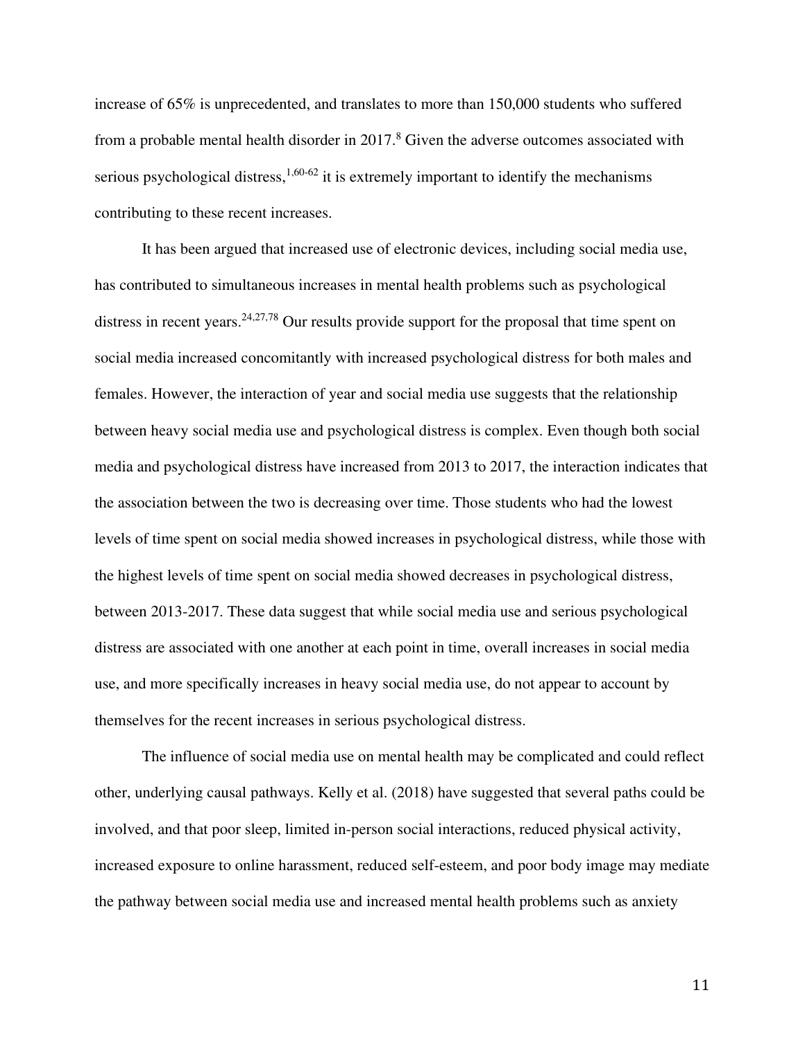increase of 65% is unprecedented, and translates to more than 150,000 students who suffered from a probable mental health disorder in 2017.[8] Given the adverse outcomes associated with serious psychological distress,[1,60-62] it is extremely important to identify the mechanisms contributing to these recent increases.

It has been argued that increased use of electronic devices, including social media use, has contributed to simultaneous increases in mental health problems such as psychological distress in recent years.[24,27,78] Our results provide support for the proposal that time spent on social media increased concomitantly with increased psychological distress for both males and females. However, the interaction of year and social media use suggests that the relationship between heavy social media use and psychological distress is complex. Even though both social media and psychological distress have increased from 2013 to 2017, the interaction indicates that the association between the two is decreasing over time. Those students who had the lowest levels of time spent on social media showed increases in psychological distress, while those with the highest levels of time spent on social media showed decreases in psychological distress, between 2013-2017. These data suggest that while social media use and serious psychological distress are associated with one another at each point in time, overall increases in social media use, and more specifically increases in heavy social media use, do not appear to account by themselves for the recent increases in serious psychological distress.

The influence of social media use on mental health may be complicated and could reflect other, underlying causal pathways. Kelly et al. (2018) have suggested that several paths could be involved, and that poor sleep, limited in-person social interactions, reduced physical activity, increased exposure to online harassment, reduced self-esteem, and poor body image may mediate the pathway between social media use and increased mental health problems such as anxiety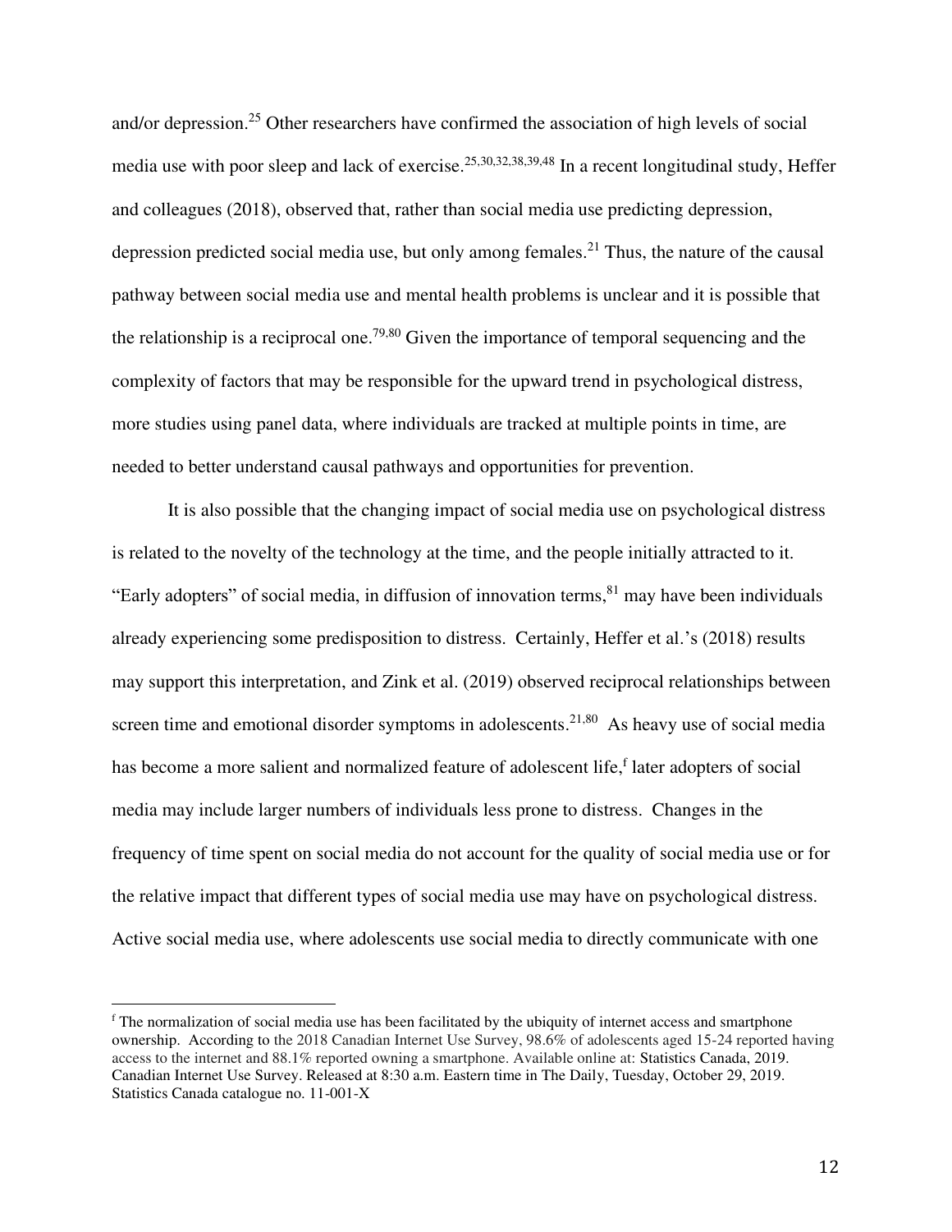and/or depression.[25] Other researchers have confirmed the association of high levels of social media use with poor sleep and lack of exercise.[25,30,32,38,39,48] In a recent longitudinal study, Heffer and colleagues (2018), observed that, rather than social media use predicting depression, depression predicted social media use, but only among females.[21] Thus, the nature of the causal pathway between social media use and mental health problems is unclear and it is possible that the relationship is a reciprocal one.[79,80] Given the importance of temporal sequencing and the complexity of factors that may be responsible for the upward trend in psychological distress, more studies using panel data, where individuals are tracked at multiple points in time, are needed to better understand causal pathways and opportunities for prevention.

It is also possible that the changing impact of social media use on psychological distress is related to the novelty of the technology at the time, and the people initially attracted to it. "Early adopters" of social media, in diffusion of innovation terms,[81] may have been individuals already experiencing some predisposition to distress. Certainly, Heffer et al.'s (2018) results may support this interpretation, and Zink et al. (2019) observed reciprocal relationships between screen time and emotional disorder symptoms in adolescents.[21,80] As heavy use of social media has become a more salient and normalized feature of adolescent life,[f] later adopters of social media may include larger numbers of individuals less prone to distress. Changes in the frequency of time spent on social media do not account for the quality of social media use or for the relative impact that different types of social media use may have on psychological distress. Active social media use, where adolescents use social media to directly communicate with one

---

[f] The normalization of social media use has been facilitated by the ubiquity of internet access and smartphone ownership. According to the 2018 Canadian Internet Use Survey, 98.6% of adolescents aged 15-24 reported having access to the internet and 88.1% reported owning a smartphone. Available online at: Statistics Canada, 2019. Canadian Internet Use Survey. Released at 8:30 a.m. Eastern time in The Daily, Tuesday, October 29, 2019. Statistics Canada catalogue no. 11-001-X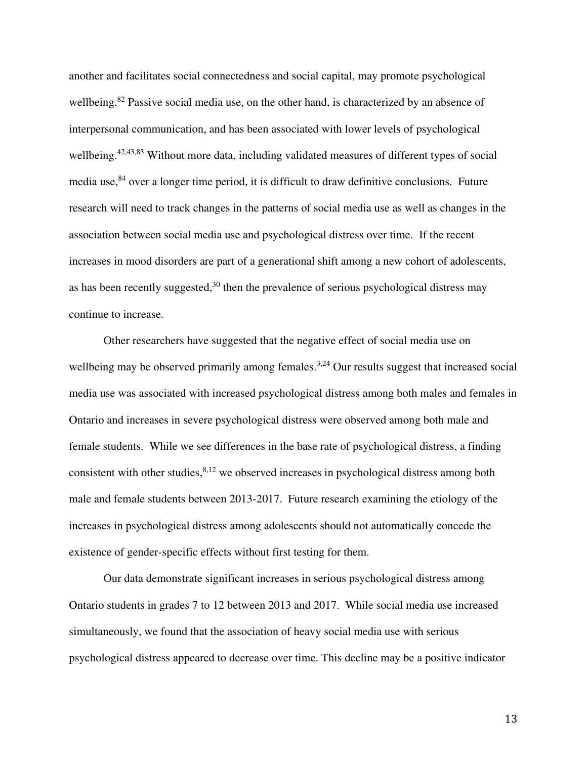another and facilitates social connectedness and social capital, may promote psychological wellbeing.[82] Passive social media use, on the other hand, is characterized by an absence of interpersonal communication, and has been associated with lower levels of psychological wellbeing.[42,43,83] Without more data, including validated measures of different types of social media use,[84] over a longer time period, it is difficult to draw definitive conclusions. Future research will need to track changes in the patterns of social media use as well as changes in the association between social media use and psychological distress over time. If the recent increases in mood disorders are part of a generational shift among a new cohort of adolescents, as has been recently suggested,[30] then the prevalence of serious psychological distress may continue to increase.

Other researchers have suggested that the negative effect of social media use on wellbeing may be observed primarily among females.[3,24] Our results suggest that increased social media use was associated with increased psychological distress among both males and females in Ontario and increases in severe psychological distress were observed among both male and female students. While we see differences in the base rate of psychological distress, a finding consistent with other studies,[8,12] we observed increases in psychological distress among both male and female students between 2013-2017. Future research examining the etiology of the increases in psychological distress among adolescents should not automatically concede the existence of gender-specific effects without first testing for them.

Our data demonstrate significant increases in serious psychological distress among Ontario students in grades 7 to 12 between 2013 and 2017. While social media use increased simultaneously, we found that the association of heavy social media use with serious psychological distress appeared to decrease over time. This decline may be a positive indicator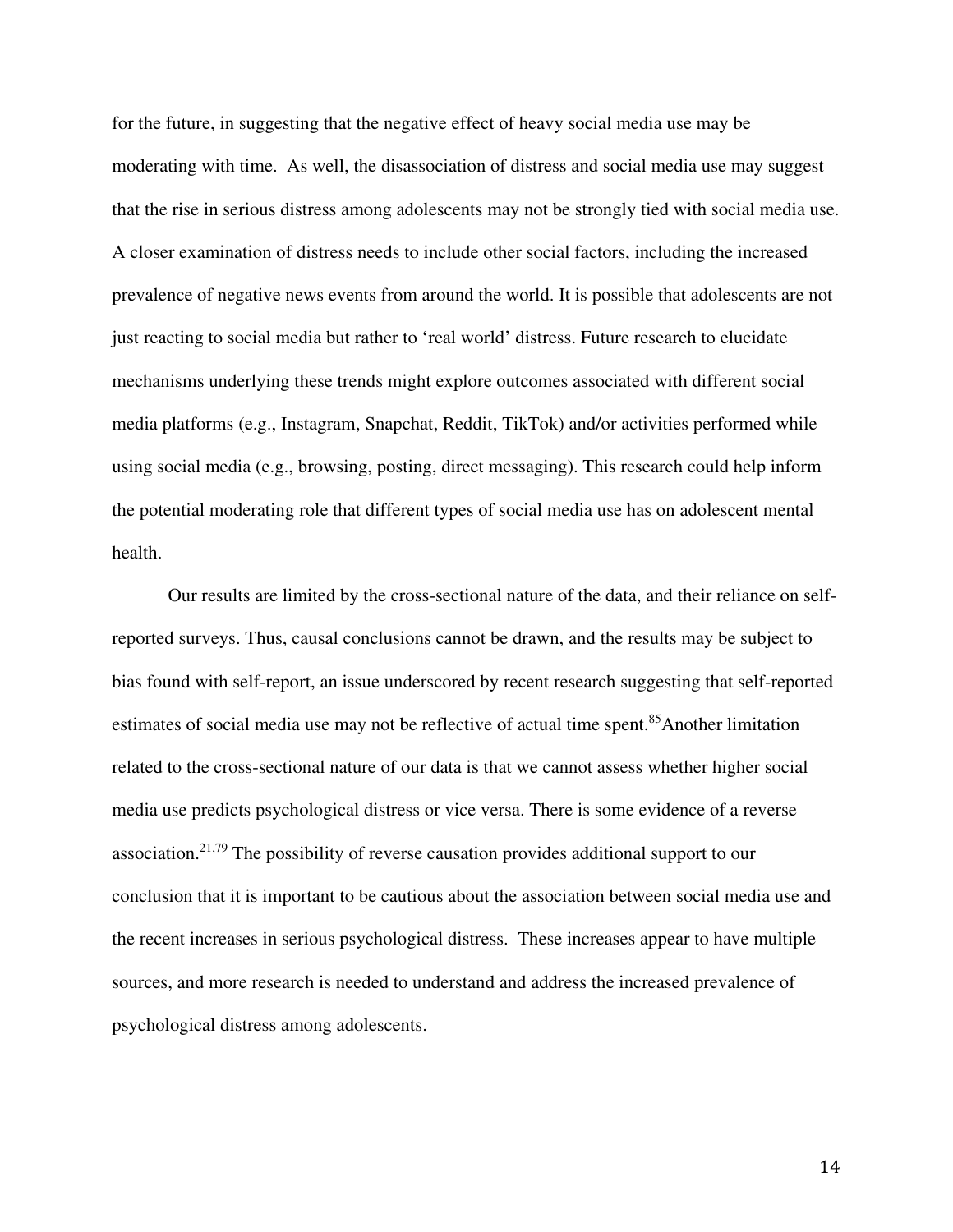for the future, in suggesting that the negative effect of heavy social media use may be moderating with time. As well, the disassociation of distress and social media use may suggest that the rise in serious distress among adolescents may not be strongly tied with social media use. A closer examination of distress needs to include other social factors, including the increased prevalence of negative news events from around the world. It is possible that adolescents are not just reacting to social media but rather to 'real world' distress. Future research to elucidate mechanisms underlying these trends might explore outcomes associated with different social media platforms (e.g., Instagram, Snapchat, Reddit, TikTok) and/or activities performed while using social media (e.g., browsing, posting, direct messaging). This research could help inform the potential moderating role that different types of social media use has on adolescent mental health.

Our results are limited by the cross-sectional nature of the data, and their reliance on self-reported surveys. Thus, causal conclusions cannot be drawn, and the results may be subject to bias found with self-report, an issue underscored by recent research suggesting that self-reported estimates of social media use may not be reflective of actual time spent.[85] Another limitation related to the cross-sectional nature of our data is that we cannot assess whether higher social media use predicts psychological distress or vice versa. There is some evidence of a reverse association.[21,79] The possibility of reverse causation provides additional support to our conclusion that it is important to be cautious about the association between social media use and the recent increases in serious psychological distress. These increases appear to have multiple sources, and more research is needed to understand and address the increased prevalence of psychological distress among adolescents.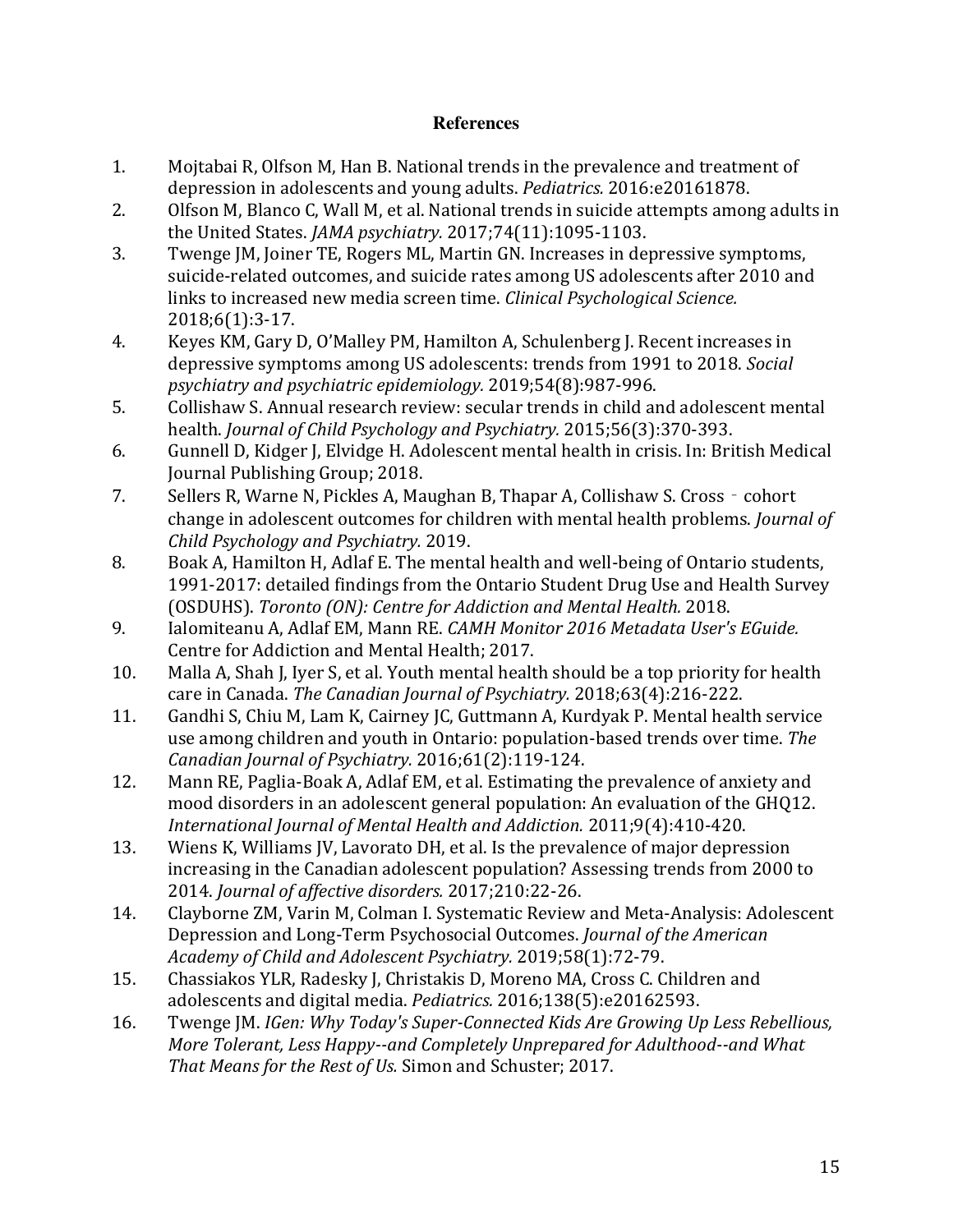## References

1. Mojtabai R, Olfson M, Han B. National trends in the prevalence and treatment of depression in adolescents and young adults. *Pediatrics.* 2016:e20161878.
2. Olfson M, Blanco C, Wall M, et al. National trends in suicide attempts among adults in the United States. *JAMA psychiatry.* 2017;74(11):1095-1103.
3. Twenge JM, Joiner TE, Rogers ML, Martin GN. Increases in depressive symptoms, suicide-related outcomes, and suicide rates among US adolescents after 2010 and links to increased new media screen time. *Clinical Psychological Science.* 2018;6(1):3-17.
4. Keyes KM, Gary D, O'Malley PM, Hamilton A, Schulenberg J. Recent increases in depressive symptoms among US adolescents: trends from 1991 to 2018. *Social psychiatry and psychiatric epidemiology.* 2019;54(8):987-996.
5. Collishaw S. Annual research review: secular trends in child and adolescent mental health. *Journal of Child Psychology and Psychiatry.* 2015;56(3):370-393.
6. Gunnell D, Kidger J, Elvidge H. Adolescent mental health in crisis. In: British Medical Journal Publishing Group; 2018.
7. Sellers R, Warne N, Pickles A, Maughan B, Thapar A, Collishaw S. Cross‐cohort change in adolescent outcomes for children with mental health problems. *Journal of Child Psychology and Psychiatry.* 2019.
8. Boak A, Hamilton H, Adlaf E. The mental health and well-being of Ontario students, 1991-2017: detailed findings from the Ontario Student Drug Use and Health Survey (OSDUHS). *Toronto (ON): Centre for Addiction and Mental Health.* 2018.
9. Ialomiteanu A, Adlaf EM, Mann RE. *CAMH Monitor 2016 Metadata User's EGuide.* Centre for Addiction and Mental Health; 2017.
10. Malla A, Shah J, Iyer S, et al. Youth mental health should be a top priority for health care in Canada. *The Canadian Journal of Psychiatry.* 2018;63(4):216-222.
11. Gandhi S, Chiu M, Lam K, Cairney JC, Guttmann A, Kurdyak P. Mental health service use among children and youth in Ontario: population-based trends over time. *The Canadian Journal of Psychiatry.* 2016;61(2):119-124.
12. Mann RE, Paglia-Boak A, Adlaf EM, et al. Estimating the prevalence of anxiety and mood disorders in an adolescent general population: An evaluation of the GHQ12. *International Journal of Mental Health and Addiction.* 2011;9(4):410-420.
13. Wiens K, Williams JV, Lavorato DH, et al. Is the prevalence of major depression increasing in the Canadian adolescent population? Assessing trends from 2000 to 2014. *Journal of affective disorders.* 2017;210:22-26.
14. Clayborne ZM, Varin M, Colman I. Systematic Review and Meta-Analysis: Adolescent Depression and Long-Term Psychosocial Outcomes. *Journal of the American Academy of Child and Adolescent Psychiatry.* 2019;58(1):72-79.
15. Chassiakos YLR, Radesky J, Christakis D, Moreno MA, Cross C. Children and adolescents and digital media. *Pediatrics.* 2016;138(5):e20162593.
16. Twenge JM. *IGen: Why Today's Super-Connected Kids Are Growing Up Less Rebellious, More Tolerant, Less Happy--and Completely Unprepared for Adulthood--and What That Means for the Rest of Us.* Simon and Schuster; 2017.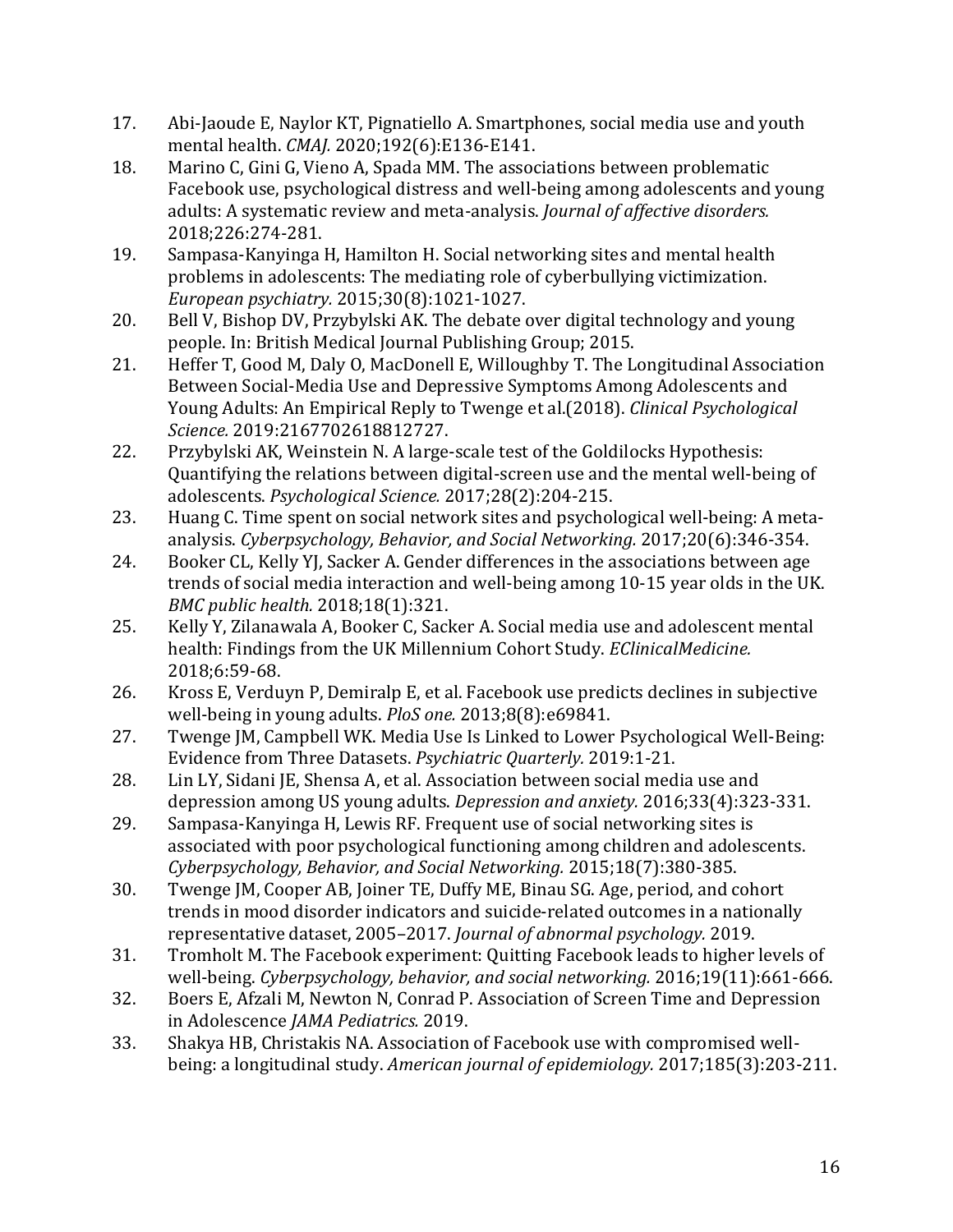17. Abi-Jaoude E, Naylor KT, Pignatiello A. Smartphones, social media use and youth mental health. *CMAJ.* 2020;192(6):E136-E141.
18. Marino C, Gini G, Vieno A, Spada MM. The associations between problematic Facebook use, psychological distress and well-being among adolescents and young adults: A systematic review and meta-analysis. *Journal of affective disorders.* 2018;226:274-281.
19. Sampasa-Kanyinga H, Hamilton H. Social networking sites and mental health problems in adolescents: The mediating role of cyberbullying victimization. *European psychiatry.* 2015;30(8):1021-1027.
20. Bell V, Bishop DV, Przybylski AK. The debate over digital technology and young people. In: British Medical Journal Publishing Group; 2015.
21. Heffer T, Good M, Daly O, MacDonell E, Willoughby T. The Longitudinal Association Between Social-Media Use and Depressive Symptoms Among Adolescents and Young Adults: An Empirical Reply to Twenge et al.(2018). *Clinical Psychological Science.* 2019:2167702618812727.
22. Przybylski AK, Weinstein N. A large-scale test of the Goldilocks Hypothesis: Quantifying the relations between digital-screen use and the mental well-being of adolescents. *Psychological Science.* 2017;28(2):204-215.
23. Huang C. Time spent on social network sites and psychological well-being: A meta-analysis. *Cyberpsychology, Behavior, and Social Networking.* 2017;20(6):346-354.
24. Booker CL, Kelly YJ, Sacker A. Gender differences in the associations between age trends of social media interaction and well-being among 10-15 year olds in the UK. *BMC public health.* 2018;18(1):321.
25. Kelly Y, Zilanawala A, Booker C, Sacker A. Social media use and adolescent mental health: Findings from the UK Millennium Cohort Study. *EClinicalMedicine.* 2018;6:59-68.
26. Kross E, Verduyn P, Demiralp E, et al. Facebook use predicts declines in subjective well-being in young adults. *PloS one.* 2013;8(8):e69841.
27. Twenge JM, Campbell WK. Media Use Is Linked to Lower Psychological Well-Being: Evidence from Three Datasets. *Psychiatric Quarterly.* 2019:1-21.
28. Lin LY, Sidani JE, Shensa A, et al. Association between social media use and depression among US young adults. *Depression and anxiety.* 2016;33(4):323-331.
29. Sampasa-Kanyinga H, Lewis RF. Frequent use of social networking sites is associated with poor psychological functioning among children and adolescents. *Cyberpsychology, Behavior, and Social Networking.* 2015;18(7):380-385.
30. Twenge JM, Cooper AB, Joiner TE, Duffy ME, Binau SG. Age, period, and cohort trends in mood disorder indicators and suicide-related outcomes in a nationally representative dataset, 2005–2017. *Journal of abnormal psychology.* 2019.
31. Tromholt M. The Facebook experiment: Quitting Facebook leads to higher levels of well-being. *Cyberpsychology, behavior, and social networking.* 2016;19(11):661-666.
32. Boers E, Afzali M, Newton N, Conrad P. Association of Screen Time and Depression in Adolescence *JAMA Pediatrics.* 2019.
33. Shakya HB, Christakis NA. Association of Facebook use with compromised well-being: a longitudinal study. *American journal of epidemiology.* 2017;185(3):203-211.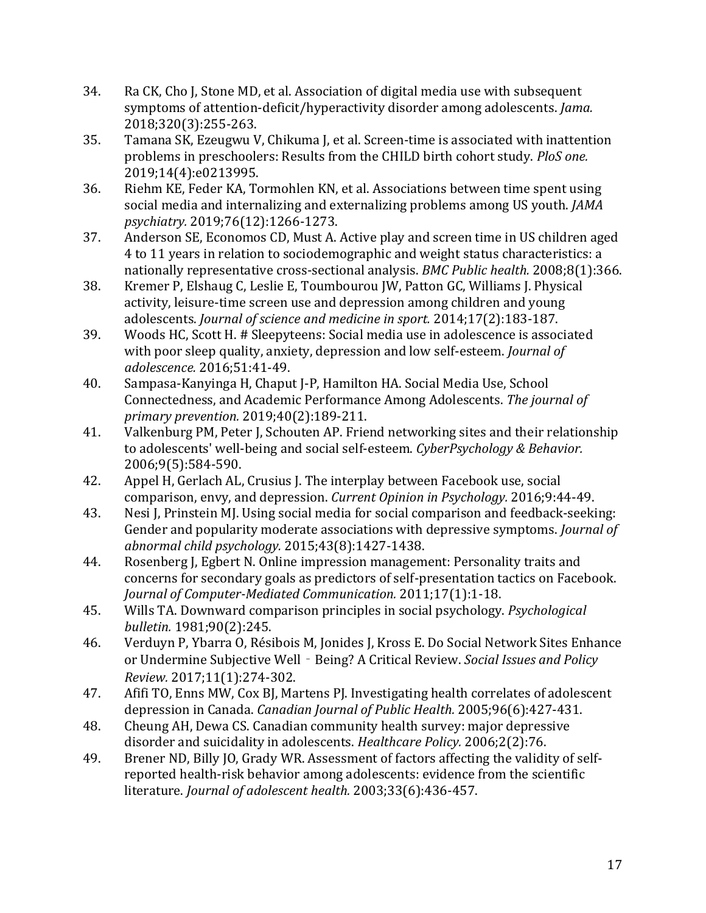34. Ra CK, Cho J, Stone MD, et al. Association of digital media use with subsequent symptoms of attention-deficit/hyperactivity disorder among adolescents. *Jama.* 2018;320(3):255-263.
35. Tamana SK, Ezeugwu V, Chikuma J, et al. Screen-time is associated with inattention problems in preschoolers: Results from the CHILD birth cohort study. *PloS one.* 2019;14(4):e0213995.
36. Riehm KE, Feder KA, Tormohlen KN, et al. Associations between time spent using social media and internalizing and externalizing problems among US youth. *JAMA psychiatry.* 2019;76(12):1266-1273.
37. Anderson SE, Economos CD, Must A. Active play and screen time in US children aged 4 to 11 years in relation to sociodemographic and weight status characteristics: a nationally representative cross-sectional analysis. *BMC Public health.* 2008;8(1):366.
38. Kremer P, Elshaug C, Leslie E, Toumbourou JW, Patton GC, Williams J. Physical activity, leisure-time screen use and depression among children and young adolescents. *Journal of science and medicine in sport.* 2014;17(2):183-187.
39. Woods HC, Scott H. # Sleepyteens: Social media use in adolescence is associated with poor sleep quality, anxiety, depression and low self-esteem. *Journal of adolescence.* 2016;51:41-49.
40. Sampasa-Kanyinga H, Chaput J-P, Hamilton HA. Social Media Use, School Connectedness, and Academic Performance Among Adolescents. *The journal of primary prevention.* 2019;40(2):189-211.
41. Valkenburg PM, Peter J, Schouten AP. Friend networking sites and their relationship to adolescents' well-being and social self-esteem. *CyberPsychology & Behavior.* 2006;9(5):584-590.
42. Appel H, Gerlach AL, Crusius J. The interplay between Facebook use, social comparison, envy, and depression. *Current Opinion in Psychology.* 2016;9:44-49.
43. Nesi J, Prinstein MJ. Using social media for social comparison and feedback-seeking: Gender and popularity moderate associations with depressive symptoms. *Journal of abnormal child psychology.* 2015;43(8):1427-1438.
44. Rosenberg J, Egbert N. Online impression management: Personality traits and concerns for secondary goals as predictors of self-presentation tactics on Facebook. *Journal of Computer-Mediated Communication.* 2011;17(1):1-18.
45. Wills TA. Downward comparison principles in social psychology. *Psychological bulletin.* 1981;90(2):245.
46. Verduyn P, Ybarra O, Résibois M, Jonides J, Kross E. Do Social Network Sites Enhance or Undermine Subjective Well‐Being? A Critical Review. *Social Issues and Policy Review.* 2017;11(1):274-302.
47. Afifi TO, Enns MW, Cox BJ, Martens PJ. Investigating health correlates of adolescent depression in Canada. *Canadian Journal of Public Health.* 2005;96(6):427-431.
48. Cheung AH, Dewa CS. Canadian community health survey: major depressive disorder and suicidality in adolescents. *Healthcare Policy.* 2006;2(2):76.
49. Brener ND, Billy JO, Grady WR. Assessment of factors affecting the validity of self-reported health-risk behavior among adolescents: evidence from the scientific literature. *Journal of adolescent health.* 2003;33(6):436-457.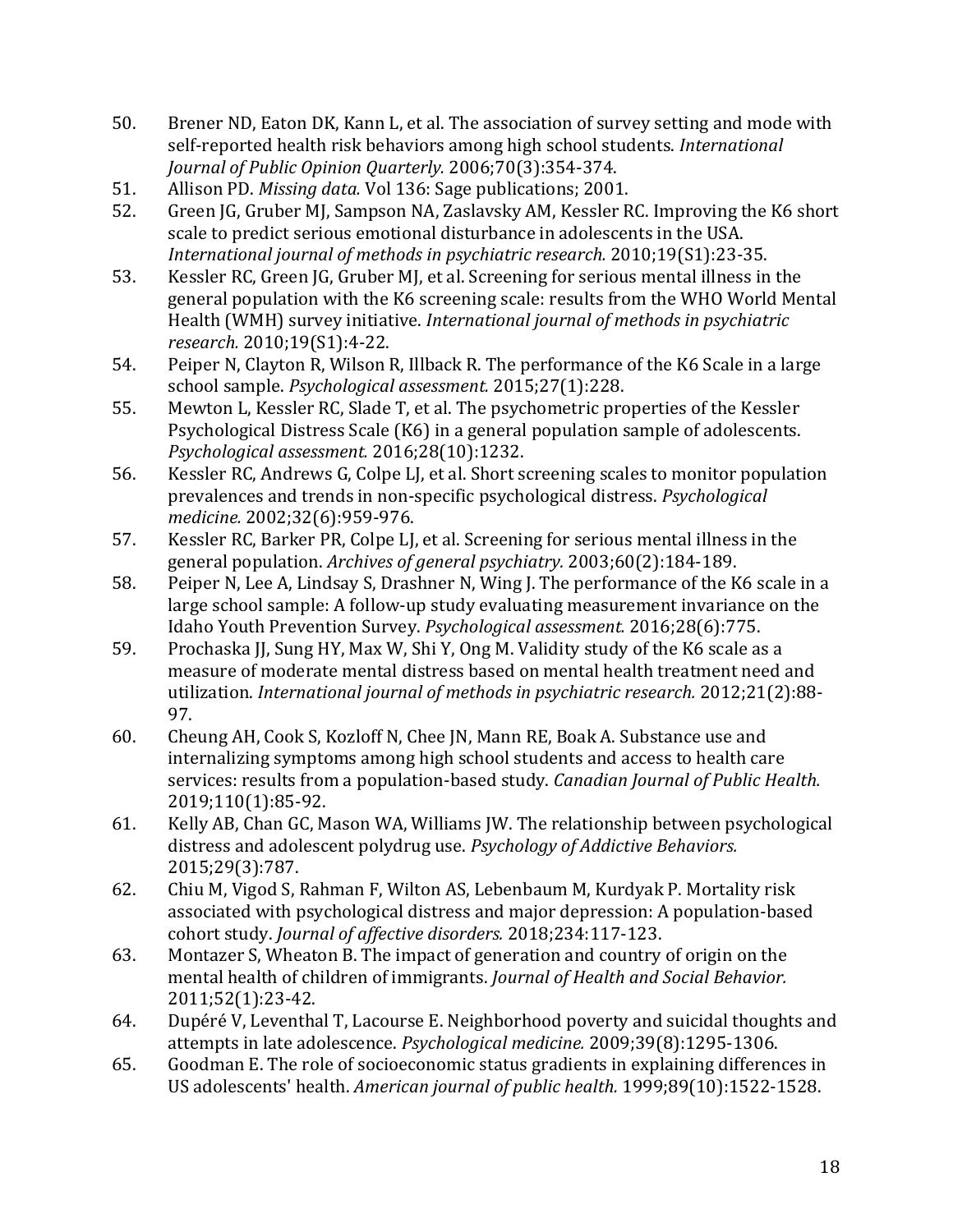50. Brener ND, Eaton DK, Kann L, et al. The association of survey setting and mode with self-reported health risk behaviors among high school students. *International Journal of Public Opinion Quarterly.* 2006;70(3):354-374.
51. Allison PD. *Missing data.* Vol 136: Sage publications; 2001.
52. Green JG, Gruber MJ, Sampson NA, Zaslavsky AM, Kessler RC. Improving the K6 short scale to predict serious emotional disturbance in adolescents in the USA. *International journal of methods in psychiatric research.* 2010;19(S1):23-35.
53. Kessler RC, Green JG, Gruber MJ, et al. Screening for serious mental illness in the general population with the K6 screening scale: results from the WHO World Mental Health (WMH) survey initiative. *International journal of methods in psychiatric research.* 2010;19(S1):4-22.
54. Peiper N, Clayton R, Wilson R, Illback R. The performance of the K6 Scale in a large school sample. *Psychological assessment.* 2015;27(1):228.
55. Mewton L, Kessler RC, Slade T, et al. The psychometric properties of the Kessler Psychological Distress Scale (K6) in a general population sample of adolescents. *Psychological assessment.* 2016;28(10):1232.
56. Kessler RC, Andrews G, Colpe LJ, et al. Short screening scales to monitor population prevalences and trends in non-specific psychological distress. *Psychological medicine.* 2002;32(6):959-976.
57. Kessler RC, Barker PR, Colpe LJ, et al. Screening for serious mental illness in the general population. *Archives of general psychiatry.* 2003;60(2):184-189.
58. Peiper N, Lee A, Lindsay S, Drashner N, Wing J. The performance of the K6 scale in a large school sample: A follow-up study evaluating measurement invariance on the Idaho Youth Prevention Survey. *Psychological assessment.* 2016;28(6):775.
59. Prochaska JJ, Sung HY, Max W, Shi Y, Ong M. Validity study of the K6 scale as a measure of moderate mental distress based on mental health treatment need and utilization. *International journal of methods in psychiatric research.* 2012;21(2):88-97.
60. Cheung AH, Cook S, Kozloff N, Chee JN, Mann RE, Boak A. Substance use and internalizing symptoms among high school students and access to health care services: results from a population-based study. *Canadian Journal of Public Health.* 2019;110(1):85-92.
61. Kelly AB, Chan GC, Mason WA, Williams JW. The relationship between psychological distress and adolescent polydrug use. *Psychology of Addictive Behaviors.* 2015;29(3):787.
62. Chiu M, Vigod S, Rahman F, Wilton AS, Lebenbaum M, Kurdyak P. Mortality risk associated with psychological distress and major depression: A population-based cohort study. *Journal of affective disorders.* 2018;234:117-123.
63. Montazer S, Wheaton B. The impact of generation and country of origin on the mental health of children of immigrants. *Journal of Health and Social Behavior.* 2011;52(1):23-42.
64. Dupéré V, Leventhal T, Lacourse E. Neighborhood poverty and suicidal thoughts and attempts in late adolescence. *Psychological medicine.* 2009;39(8):1295-1306.
65. Goodman E. The role of socioeconomic status gradients in explaining differences in US adolescents' health. *American journal of public health.* 1999;89(10):1522-1528.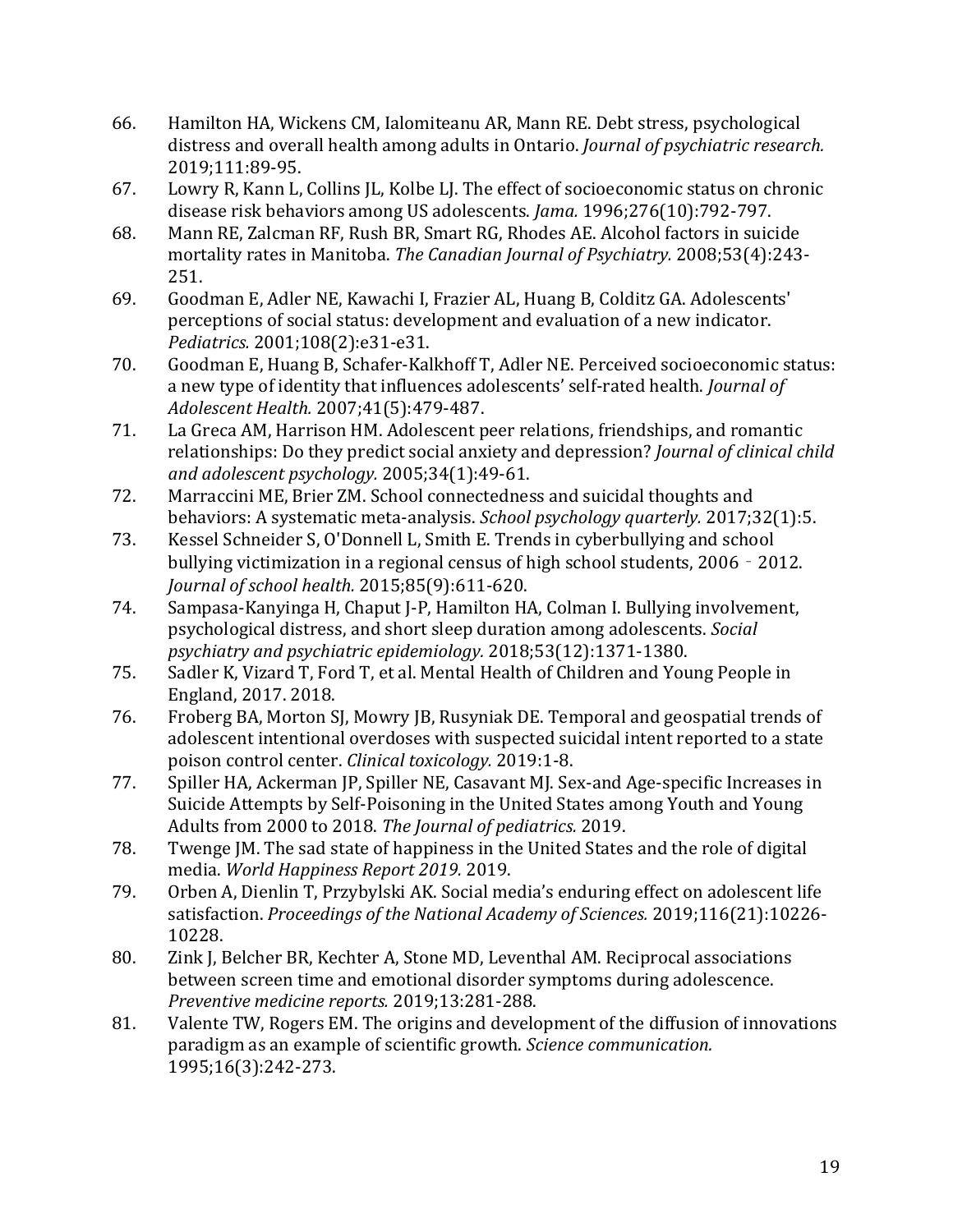66. Hamilton HA, Wickens CM, Ialomiteanu AR, Mann RE. Debt stress, psychological distress and overall health among adults in Ontario. *Journal of psychiatric research.* 2019;111:89-95.
67. Lowry R, Kann L, Collins JL, Kolbe LJ. The effect of socioeconomic status on chronic disease risk behaviors among US adolescents. *Jama.* 1996;276(10):792-797.
68. Mann RE, Zalcman RF, Rush BR, Smart RG, Rhodes AE. Alcohol factors in suicide mortality rates in Manitoba. *The Canadian Journal of Psychiatry.* 2008;53(4):243-251.
69. Goodman E, Adler NE, Kawachi I, Frazier AL, Huang B, Colditz GA. Adolescents' perceptions of social status: development and evaluation of a new indicator. *Pediatrics.* 2001;108(2):e31-e31.
70. Goodman E, Huang B, Schafer-Kalkhoff T, Adler NE. Perceived socioeconomic status: a new type of identity that influences adolescents' self-rated health. *Journal of Adolescent Health.* 2007;41(5):479-487.
71. La Greca AM, Harrison HM. Adolescent peer relations, friendships, and romantic relationships: Do they predict social anxiety and depression? *Journal of clinical child and adolescent psychology.* 2005;34(1):49-61.
72. Marraccini ME, Brier ZM. School connectedness and suicidal thoughts and behaviors: A systematic meta-analysis. *School psychology quarterly.* 2017;32(1):5.
73. Kessel Schneider S, O'Donnell L, Smith E. Trends in cyberbullying and school bullying victimization in a regional census of high school students, 2006 - 2012. *Journal of school health.* 2015;85(9):611-620.
74. Sampasa-Kanyinga H, Chaput J-P, Hamilton HA, Colman I. Bullying involvement, psychological distress, and short sleep duration among adolescents. *Social psychiatry and psychiatric epidemiology.* 2018;53(12):1371-1380.
75. Sadler K, Vizard T, Ford T, et al. Mental Health of Children and Young People in England, 2017. 2018.
76. Froberg BA, Morton SJ, Mowry JB, Rusyniak DE. Temporal and geospatial trends of adolescent intentional overdoses with suspected suicidal intent reported to a state poison control center. *Clinical toxicology.* 2019:1-8.
77. Spiller HA, Ackerman JP, Spiller NE, Casavant MJ. Sex-and Age-specific Increases in Suicide Attempts by Self-Poisoning in the United States among Youth and Young Adults from 2000 to 2018. *The Journal of pediatrics.* 2019.
78. Twenge JM. The sad state of happiness in the United States and the role of digital media. *World Happiness Report 2019.* 2019.
79. Orben A, Dienlin T, Przybylski AK. Social media's enduring effect on adolescent life satisfaction. *Proceedings of the National Academy of Sciences.* 2019;116(21):10226-10228.
80. Zink J, Belcher BR, Kechter A, Stone MD, Leventhal AM. Reciprocal associations between screen time and emotional disorder symptoms during adolescence. *Preventive medicine reports.* 2019;13:281-288.
81. Valente TW, Rogers EM. The origins and development of the diffusion of innovations paradigm as an example of scientific growth. *Science communication.* 1995;16(3):242-273.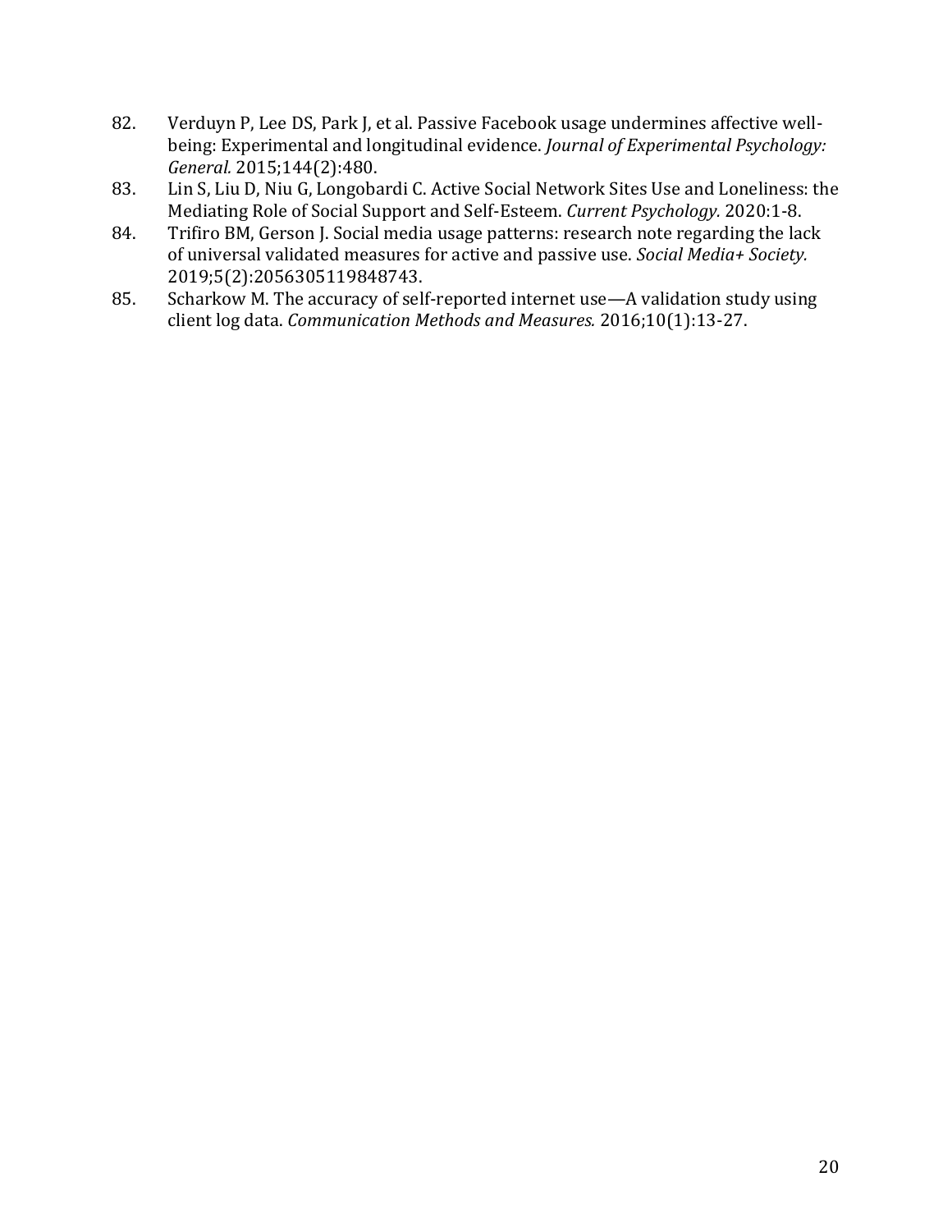82. Verduyn P, Lee DS, Park J, et al. Passive Facebook usage undermines affective well-being: Experimental and longitudinal evidence. *Journal of Experimental Psychology: General.* 2015;144(2):480.
83. Lin S, Liu D, Niu G, Longobardi C. Active Social Network Sites Use and Loneliness: the Mediating Role of Social Support and Self-Esteem. *Current Psychology.* 2020:1-8.
84. Trifiro BM, Gerson J. Social media usage patterns: research note regarding the lack of universal validated measures for active and passive use. *Social Media+ Society.* 2019;5(2):2056305119848743.
85. Scharkow M. The accuracy of self-reported internet use—A validation study using client log data. *Communication Methods and Measures.* 2016;10(1):13-27.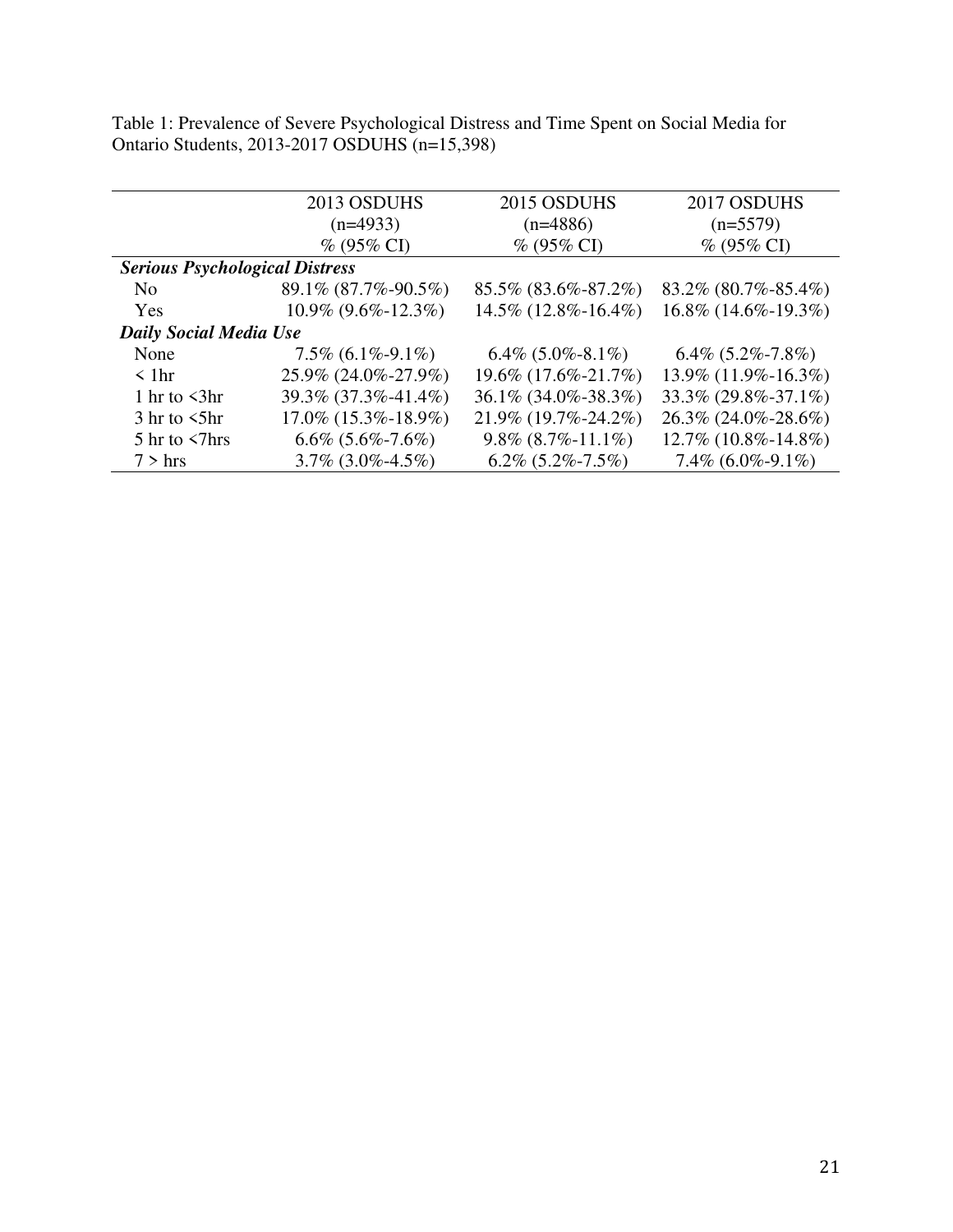Table 1: Prevalence of Severe Psychological Distress and Time Spent on Social Media for Ontario Students, 2013-2017 OSDUHS (n=15,398)

| | 2013 OSDUHS (n=4933) % (95% CI) | 2015 OSDUHS (n=4886) % (95% CI) | 2017 OSDUHS (n=5579) % (95% CI) |
|---|---|---|---|
| ***Serious Psychological Distress*** | | | |
| No | 89.1% (87.7%-90.5%) | 85.5% (83.6%-87.2%) | 83.2% (80.7%-85.4%) |
| Yes | 10.9% (9.6%-12.3%) | 14.5% (12.8%-16.4%) | 16.8% (14.6%-19.3%) |
| ***Daily Social Media Use*** | | | |
| None | 7.5% (6.1%-9.1%) | 6.4% (5.0%-8.1%) | 6.4% (5.2%-7.8%) |
| < 1hr | 25.9% (24.0%-27.9%) | 19.6% (17.6%-21.7%) | 13.9% (11.9%-16.3%) |
| 1 hr to <3hr | 39.3% (37.3%-41.4%) | 36.1% (34.0%-38.3%) | 33.3% (29.8%-37.1%) |
| 3 hr to <5hr | 17.0% (15.3%-18.9%) | 21.9% (19.7%-24.2%) | 26.3% (24.0%-28.6%) |
| 5 hr to <7hrs | 6.6% (5.6%-7.6%) | 9.8% (8.7%-11.1%) | 12.7% (10.8%-14.8%) |
| 7 > hrs | 3.7% (3.0%-4.5%) | 6.2% (5.2%-7.5%) | 7.4% (6.0%-9.1%) |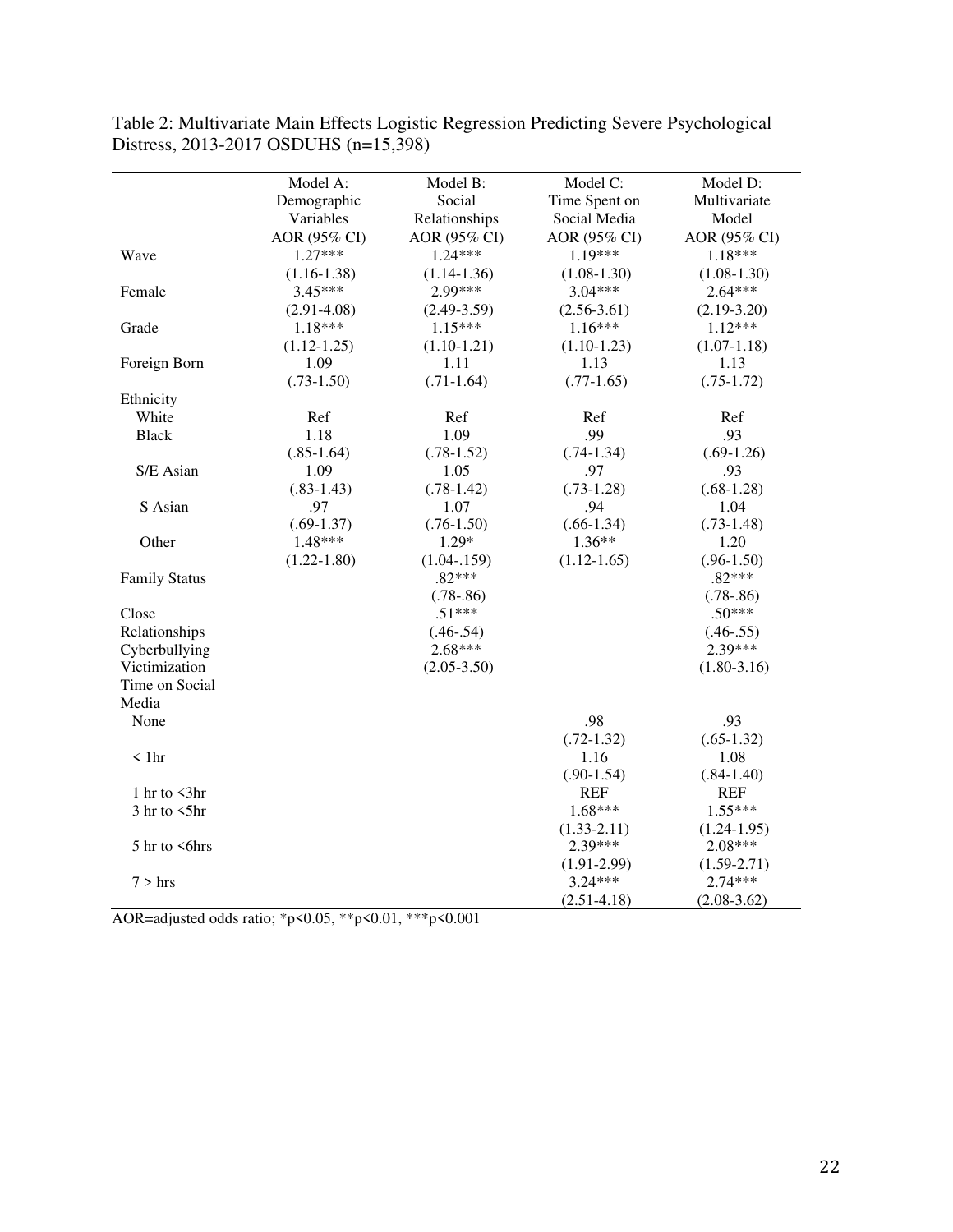Table 2: Multivariate Main Effects Logistic Regression Predicting Severe Psychological Distress, 2013-2017 OSDUHS (n=15,398)

| | Model A: Demographic Variables | Model B: Social Relationships | Model C: Time Spent on Social Media | Model D: Multivariate Model |
|---|---|---|---|---|
| | AOR (95% CI) | AOR (95% CI) | AOR (95% CI) | AOR (95% CI) |
| Wave | 1.27*** | 1.24*** | 1.19*** | 1.18*** |
| | (1.16-1.38) | (1.14-1.36) | (1.08-1.30) | (1.08-1.30) |
| Female | 3.45*** | 2.99*** | 3.04*** | 2.64*** |
| | (2.91-4.08) | (2.49-3.59) | (2.56-3.61) | (2.19-3.20) |
| Grade | 1.18*** | 1.15*** | 1.16*** | 1.12*** |
| | (1.12-1.25) | (1.10-1.21) | (1.10-1.23) | (1.07-1.18) |
| Foreign Born | 1.09 | 1.11 | 1.13 | 1.13 |
| | (.73-1.50) | (.71-1.64) | (.77-1.65) | (.75-1.72) |
| Ethnicity | | | | |
| White | Ref | Ref | Ref | Ref |
| Black | 1.18 | 1.09 | .99 | .93 |
| | (.85-1.64) | (.78-1.52) | (.74-1.34) | (.69-1.26) |
| S/E Asian | 1.09 | 1.05 | .97 | .93 |
| | (.83-1.43) | (.78-1.42) | (.73-1.28) | (.68-1.28) |
| S Asian | .97 | 1.07 | .94 | 1.04 |
| | (.69-1.37) | (.76-1.50) | (.66-1.34) | (.73-1.48) |
| Other | 1.48*** | 1.29* | 1.36** | 1.20 |
| | (1.22-1.80) | (1.04-.159) | (1.12-1.65) | (.96-1.50) |
| Family Status | | .82*** | | .82*** |
| | | (.78-.86) | | (.78-.86) |
| Close Relationships | | .51*** | | .50*** |
| | | (.46-.54) | | (.46-.55) |
| Cyberbullying Victimization | | 2.68*** | | 2.39*** |
| | | (2.05-3.50) | | (1.80-3.16) |
| Time on Social Media | | | | |
| None | | | .98 | .93 |
| | | | (.72-1.32) | (.65-1.32) |
| < 1hr | | | 1.16 | 1.08 |
| | | | (.90-1.54) | (.84-1.40) |
| 1 hr to <3hr | | | REF | REF |
| 3 hr to <5hr | | | 1.68*** | 1.55*** |
| | | | (1.33-2.11) | (1.24-1.95) |
| 5 hr to <6hrs | | | 2.39*** | 2.08*** |
| | | | (1.91-2.99) | (1.59-2.71) |
| 7 > hrs | | | 3.24*** | 2.74*** |
| | | | (2.51-4.18) | (2.08-3.62) |

AOR=adjusted odds ratio; *p<0.05, **p<0.01, ***p<0.001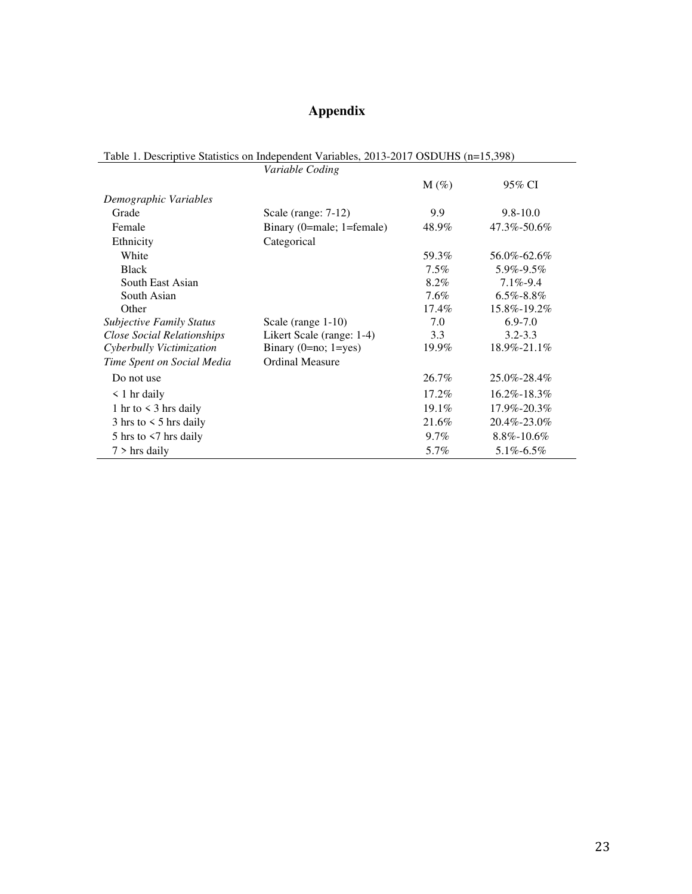# Appendix

Table 1. Descriptive Statistics on Independent Variables, 2013-2017 OSDUHS (n=15,398)

| | *Variable Coding* | M (%) | 95% CI |
|---|---|---|---|
| *Demographic Variables* | | | |
| Grade | Scale (range: 7-12) | 9.9 | 9.8-10.0 |
| Female | Binary (0=male; 1=female) | 48.9% | 47.3%-50.6% |
| Ethnicity | Categorical | | |
| White | | 59.3% | 56.0%-62.6% |
| Black | | 7.5% | 5.9%-9.5% |
| South East Asian | | 8.2% | 7.1%-9.4 |
| South Asian | | 7.6% | 6.5%-8.8% |
| Other | | 17.4% | 15.8%-19.2% |
| *Subjective Family Status* | Scale (range 1-10) | 7.0 | 6.9-7.0 |
| *Close Social Relationships* | Likert Scale (range: 1-4) | 3.3 | 3.2-3.3 |
| *Cyberbully Victimization* | Binary (0=no; 1=yes) | 19.9% | 18.9%-21.1% |
| *Time Spent on Social Media* | Ordinal Measure | | |
| Do not use | | 26.7% | 25.0%-28.4% |
| < 1 hr daily | | 17.2% | 16.2%-18.3% |
| 1 hr to < 3 hrs daily | | 19.1% | 17.9%-20.3% |
| 3 hrs to < 5 hrs daily | | 21.6% | 20.4%-23.0% |
| 5 hrs to <7 hrs daily | | 9.7% | 8.8%-10.6% |
| 7 > hrs daily | | 5.7% | 5.1%-6.5% |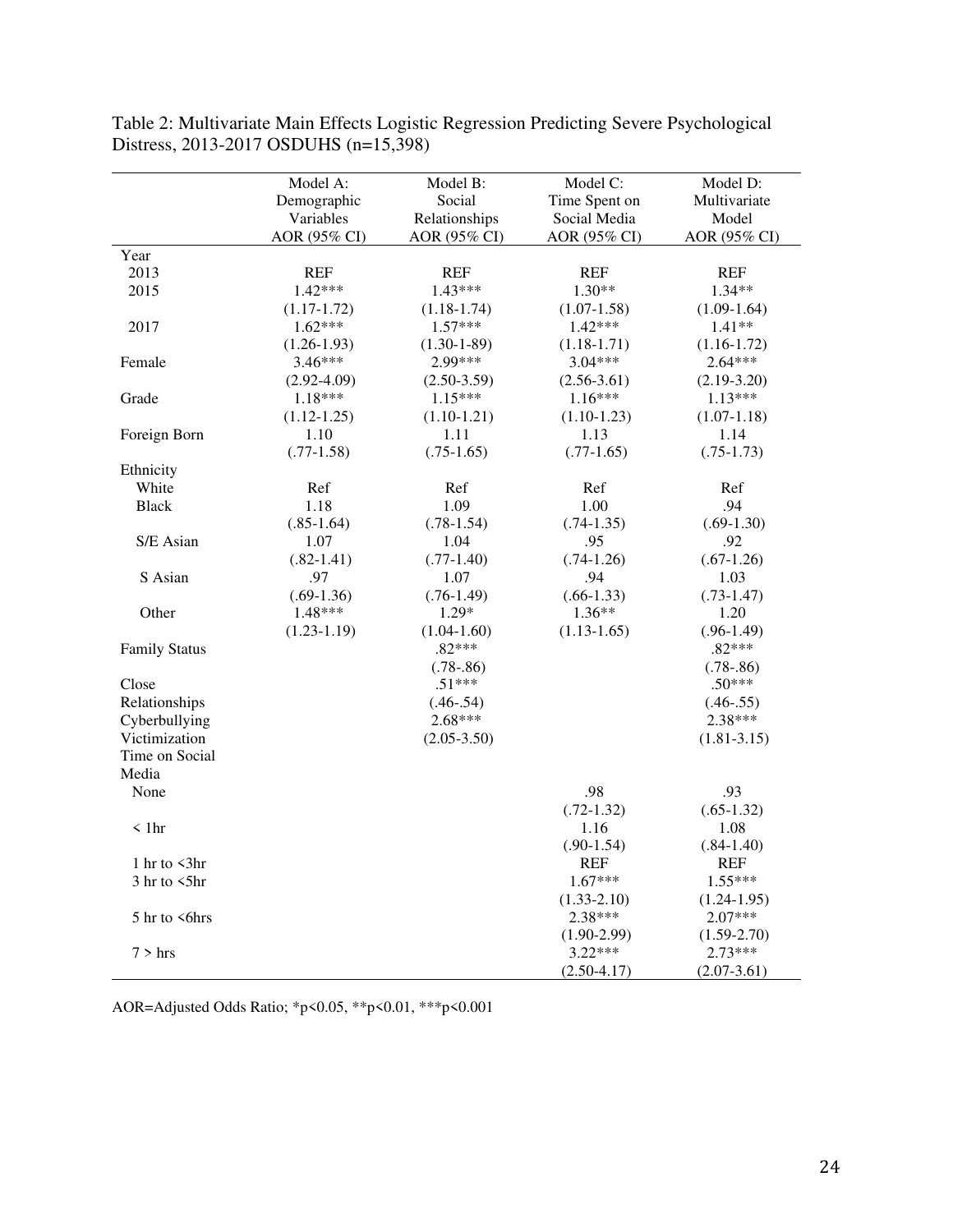Table 2: Multivariate Main Effects Logistic Regression Predicting Severe Psychological Distress, 2013-2017 OSDUHS (n=15,398)

| | Model A: Demographic Variables AOR (95% CI) | Model B: Social Relationships AOR (95% CI) | Model C: Time Spent on Social Media AOR (95% CI) | Model D: Multivariate Model AOR (95% CI) |
|---|---|---|---|---|
| Year | | | | |
| 2013 | REF | REF | REF | REF |
| 2015 | 1.42*** | 1.43*** | 1.30** | 1.34** |
| | (1.17-1.72) | (1.18-1.74) | (1.07-1.58) | (1.09-1.64) |
| 2017 | 1.62*** | 1.57*** | 1.42*** | 1.41** |
| | (1.26-1.93) | (1.30-1-89) | (1.18-1.71) | (1.16-1.72) |
| Female | 3.46*** | 2.99*** | 3.04*** | 2.64*** |
| | (2.92-4.09) | (2.50-3.59) | (2.56-3.61) | (2.19-3.20) |
| Grade | 1.18*** | 1.15*** | 1.16*** | 1.13*** |
| | (1.12-1.25) | (1.10-1.21) | (1.10-1.23) | (1.07-1.18) |
| Foreign Born | 1.10 | 1.11 | 1.13 | 1.14 |
| | (.77-1.58) | (.75-1.65) | (.77-1.65) | (.75-1.73) |
| Ethnicity | | | | |
| White | Ref | Ref | Ref | Ref |
| Black | 1.18 | 1.09 | 1.00 | .94 |
| | (.85-1.64) | (.78-1.54) | (.74-1.35) | (.69-1.30) |
| S/E Asian | 1.07 | 1.04 | .95 | .92 |
| | (.82-1.41) | (.77-1.40) | (.74-1.26) | (.67-1.26) |
| S Asian | .97 | 1.07 | .94 | 1.03 |
| | (.69-1.36) | (.76-1.49) | (.66-1.33) | (.73-1.47) |
| Other | 1.48*** | 1.29* | 1.36** | 1.20 |
| | (1.23-1.19) | (1.04-1.60) | (1.13-1.65) | (.96-1.49) |
| Family Status | | .82*** | | .82*** |
| | | (.78-.86) | | (.78-.86) |
| Close Relationships | | .51*** | | .50*** |
| | | (.46-.54) | | (.46-.55) |
| Cyberbullying Victimization | | 2.68*** | | 2.38*** |
| | | (2.05-3.50) | | (1.81-3.15) |
| Time on Social Media | | | | |
| None | | | .98 | .93 |
| | | | (.72-1.32) | (.65-1.32) |
| < 1hr | | | 1.16 | 1.08 |
| | | | (.90-1.54) | (.84-1.40) |
| 1 hr to <3hr | | | REF | REF |
| 3 hr to <5hr | | | 1.67*** | 1.55*** |
| | | | (1.33-2.10) | (1.24-1.95) |
| 5 hr to <6hrs | | | 2.38*** | 2.07*** |
| | | | (1.90-2.99) | (1.59-2.70) |
| 7 > hrs | | | 3.22*** | 2.73*** |
| | | | (2.50-4.17) | (2.07-3.61) |

AOR=Adjusted Odds Ratio; *p<0.05, **p<0.01, ***p<0.001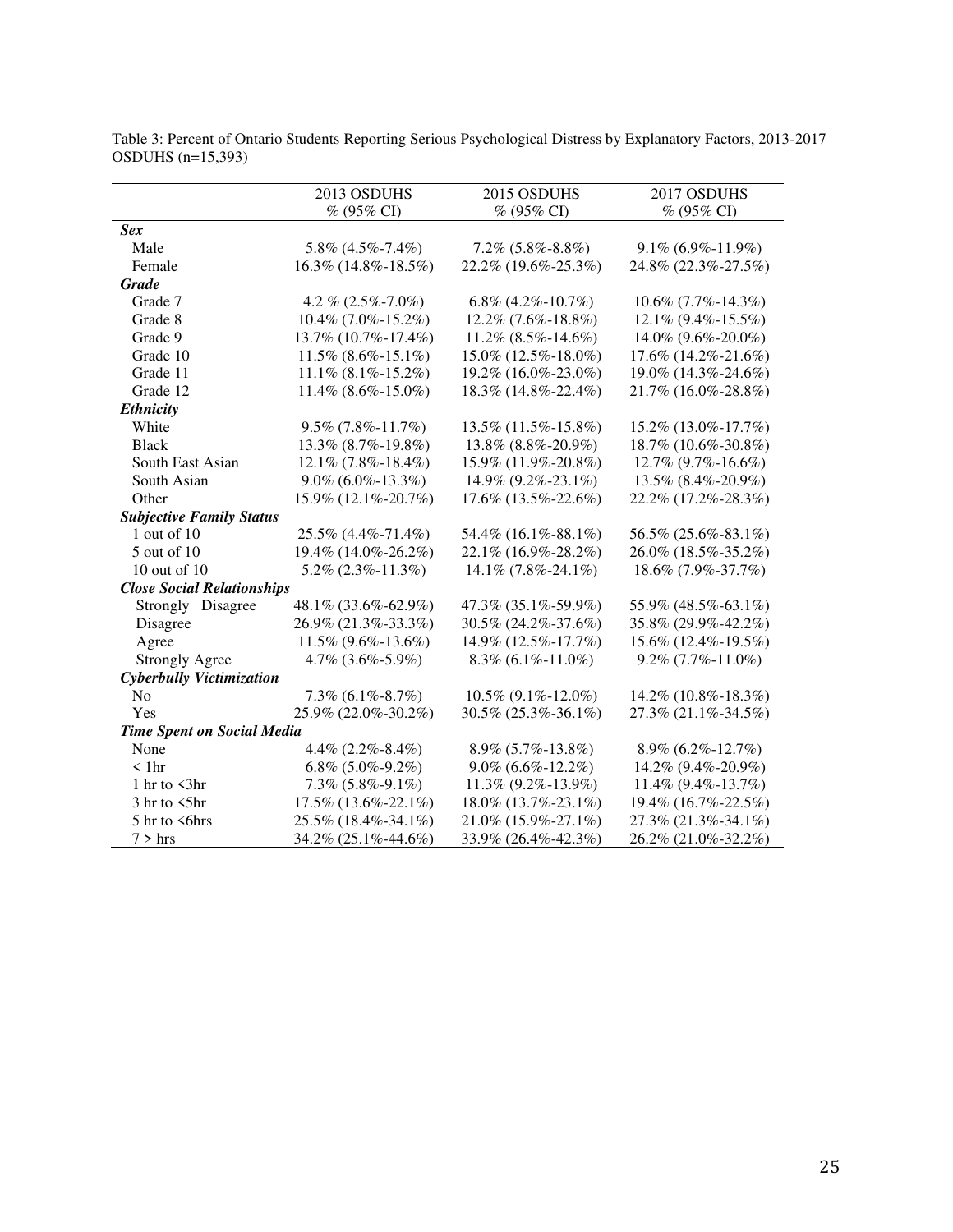Table 3: Percent of Ontario Students Reporting Serious Psychological Distress by Explanatory Factors, 2013-2017 OSDUHS (n=15,393)

| | 2013 OSDUHS<br>% (95% CI) | 2015 OSDUHS<br>% (95% CI) | 2017 OSDUHS<br>% (95% CI) |
|---|---|---|---|
| ***Sex*** | | | |
| Male | 5.8% (4.5%-7.4%) | 7.2% (5.8%-8.8%) | 9.1% (6.9%-11.9%) |
| Female | 16.3% (14.8%-18.5%) | 22.2% (19.6%-25.3%) | 24.8% (22.3%-27.5%) |
| ***Grade*** | | | |
| Grade 7 | 4.2 % (2.5%-7.0%) | 6.8% (4.2%-10.7%) | 10.6% (7.7%-14.3%) |
| Grade 8 | 10.4% (7.0%-15.2%) | 12.2% (7.6%-18.8%) | 12.1% (9.4%-15.5%) |
| Grade 9 | 13.7% (10.7%-17.4%) | 11.2% (8.5%-14.6%) | 14.0% (9.6%-20.0%) |
| Grade 10 | 11.5% (8.6%-15.1%) | 15.0% (12.5%-18.0%) | 17.6% (14.2%-21.6%) |
| Grade 11 | 11.1% (8.1%-15.2%) | 19.2% (16.0%-23.0%) | 19.0% (14.3%-24.6%) |
| Grade 12 | 11.4% (8.6%-15.0%) | 18.3% (14.8%-22.4%) | 21.7% (16.0%-28.8%) |
| ***Ethnicity*** | | | |
| White | 9.5% (7.8%-11.7%) | 13.5% (11.5%-15.8%) | 15.2% (13.0%-17.7%) |
| Black | 13.3% (8.7%-19.8%) | 13.8% (8.8%-20.9%) | 18.7% (10.6%-30.8%) |
| South East Asian | 12.1% (7.8%-18.4%) | 15.9% (11.9%-20.8%) | 12.7% (9.7%-16.6%) |
| South Asian | 9.0% (6.0%-13.3%) | 14.9% (9.2%-23.1%) | 13.5% (8.4%-20.9%) |
| Other | 15.9% (12.1%-20.7%) | 17.6% (13.5%-22.6%) | 22.2% (17.2%-28.3%) |
| ***Subjective Family Status*** | | | |
| 1 out of 10 | 25.5% (4.4%-71.4%) | 54.4% (16.1%-88.1%) | 56.5% (25.6%-83.1%) |
| 5 out of 10 | 19.4% (14.0%-26.2%) | 22.1% (16.9%-28.2%) | 26.0% (18.5%-35.2%) |
| 10 out of 10 | 5.2% (2.3%-11.3%) | 14.1% (7.8%-24.1%) | 18.6% (7.9%-37.7%) |
| ***Close Social Relationships*** | | | |
| Strongly Disagree | 48.1% (33.6%-62.9%) | 47.3% (35.1%-59.9%) | 55.9% (48.5%-63.1%) |
| Disagree | 26.9% (21.3%-33.3%) | 30.5% (24.2%-37.6%) | 35.8% (29.9%-42.2%) |
| Agree | 11.5% (9.6%-13.6%) | 14.9% (12.5%-17.7%) | 15.6% (12.4%-19.5%) |
| Strongly Agree | 4.7% (3.6%-5.9%) | 8.3% (6.1%-11.0%) | 9.2% (7.7%-11.0%) |
| ***Cyberbully Victimization*** | | | |
| No | 7.3% (6.1%-8.7%) | 10.5% (9.1%-12.0%) | 14.2% (10.8%-18.3%) |
| Yes | 25.9% (22.0%-30.2%) | 30.5% (25.3%-36.1%) | 27.3% (21.1%-34.5%) |
| ***Time Spent on Social Media*** | | | |
| None | 4.4% (2.2%-8.4%) | 8.9% (5.7%-13.8%) | 8.9% (6.2%-12.7%) |
| < 1hr | 6.8% (5.0%-9.2%) | 9.0% (6.6%-12.2%) | 14.2% (9.4%-20.9%) |
| 1 hr to <3hr | 7.3% (5.8%-9.1%) | 11.3% (9.2%-13.9%) | 11.4% (9.4%-13.7%) |
| 3 hr to <5hr | 17.5% (13.6%-22.1%) | 18.0% (13.7%-23.1%) | 19.4% (16.7%-22.5%) |
| 5 hr to <6hrs | 25.5% (18.4%-34.1%) | 21.0% (15.9%-27.1%) | 27.3% (21.3%-34.1%) |
| 7 > hrs | 34.2% (25.1%-44.6%) | 33.9% (26.4%-42.3%) | 26.2% (21.0%-32.2%) |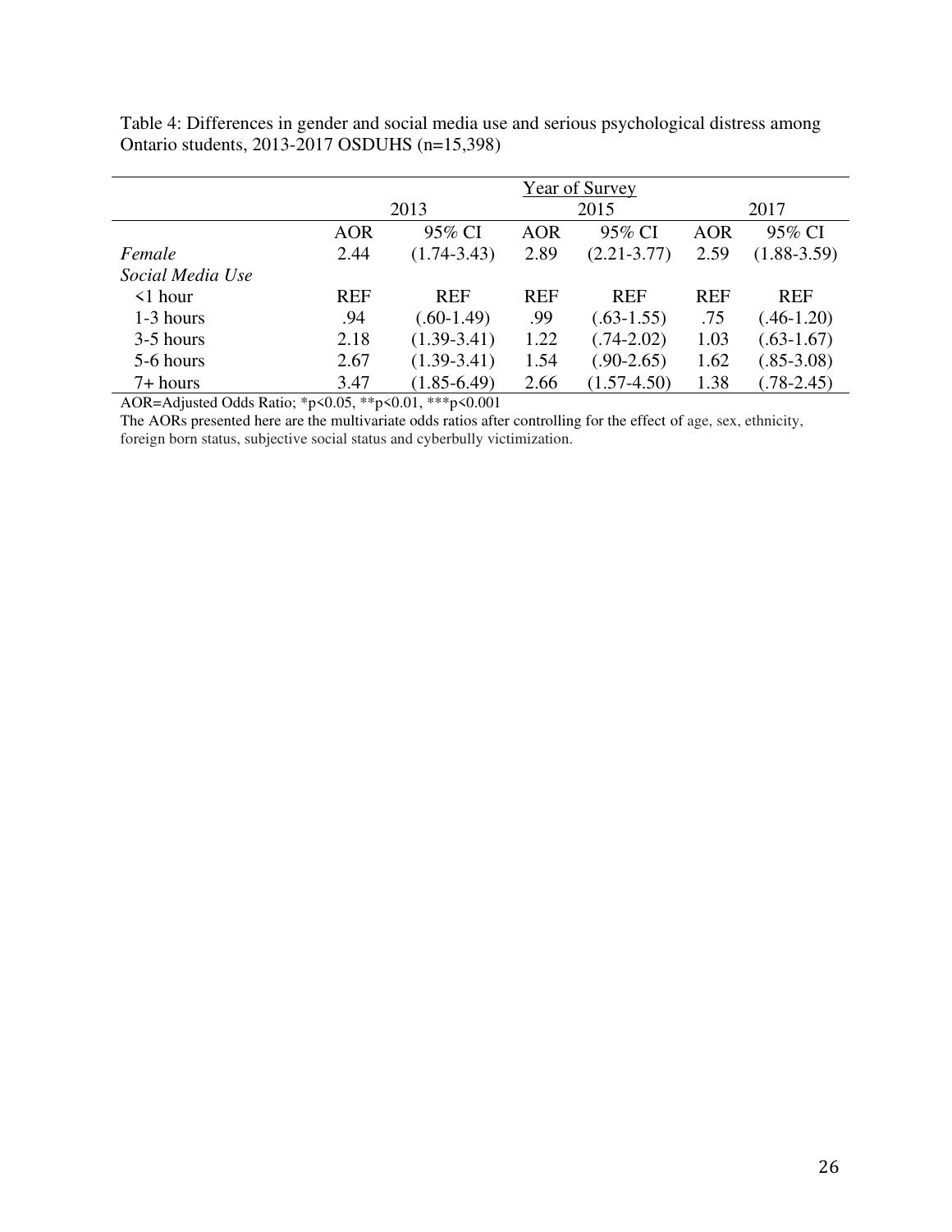Table 4: Differences in gender and social media use and serious psychological distress among Ontario students, 2013-2017 OSDUHS (n=15,398)

| | Year of Survey | | | | | |
|---|---|---|---|---|---|---|
| | 2013 | | 2015 | | 2017 | |
| | AOR | 95% CI | AOR | 95% CI | AOR | 95% CI |
| *Female* | 2.44 | (1.74-3.43) | 2.89 | (2.21-3.77) | 2.59 | (1.88-3.59) |
| *Social Media Use* | | | | | | |
| <1 hour | REF | REF | REF | REF | REF | REF |
| 1-3 hours | .94 | (.60-1.49) | .99 | (.63-1.55) | .75 | (.46-1.20) |
| 3-5 hours | 2.18 | (1.39-3.41) | 1.22 | (.74-2.02) | 1.03 | (.63-1.67) |
| 5-6 hours | 2.67 | (1.39-3.41) | 1.54 | (.90-2.65) | 1.62 | (.85-3.08) |
| 7+ hours | 3.47 | (1.85-6.49) | 2.66 | (1.57-4.50) | 1.38 | (.78-2.45) |

AOR=Adjusted Odds Ratio; *p<0.05, **p<0.01, ***p<0.001

The AORs presented here are the multivariate odds ratios after controlling for the effect of age, sex, ethnicity, foreign born status, subjective social status and cyberbully victimization.